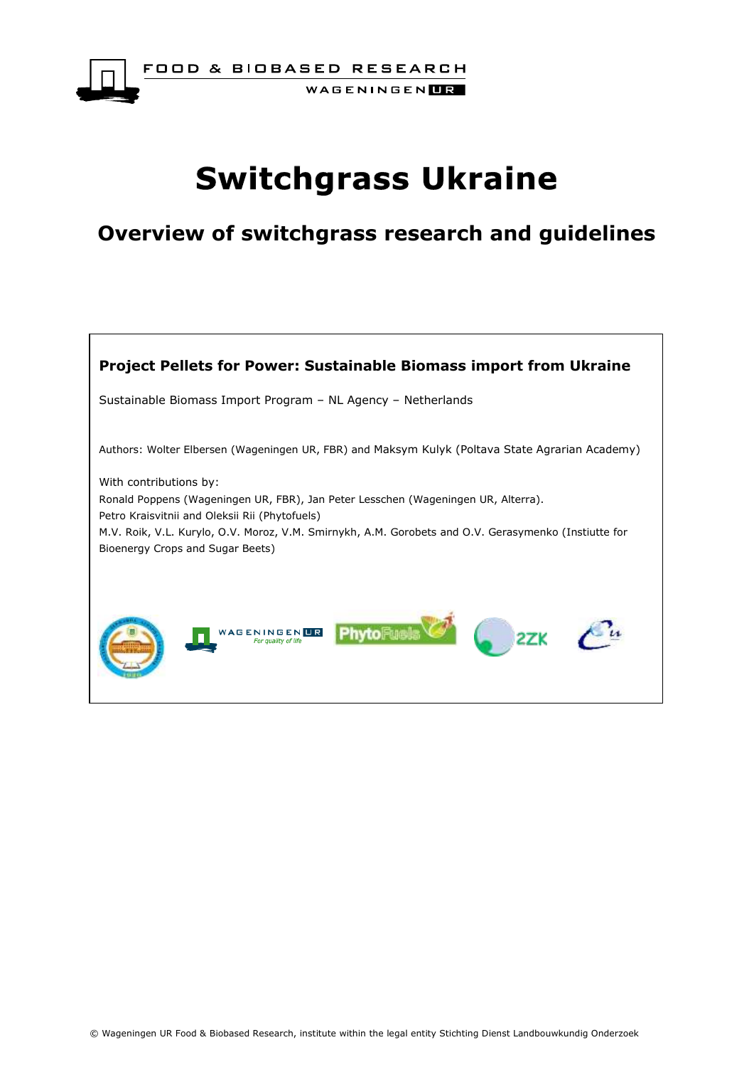FOOD & BIOBASED RESEARCH

WAGENINGEN UR

# Switchgrass Ukraine

## Overview of switchgrass research and guidelines

**Project Pellets for Power: Sustainable Biomass import from Ukraine**

Sustainable Biomass Import Program – NL Agency – Netherlands

Authors: Wolter Elbersen (Wageningen UR, FBR) and Maksym Kulyk (Poltava State Agrarian Academy)

With contributions by:
Ronald Poppens (Wageningen UR, FBR), Jan Peter Lesschen (Wageningen UR, Alterra).
Petro Kraisvitnii and Oleksii Rii (Phytofuels)
M.V. Roik, V.L. Kurylo, O.V. Moroz, V.M. Smirnykh, A.M. Gorobets and O.V. Gerasymenko (Instiutte for Bioenergy Crops and Sugar Beets)

© Wageningen UR Food & Biobased Research, institute within the legal entity Stichting Dienst Landbouwkundig Onderzoek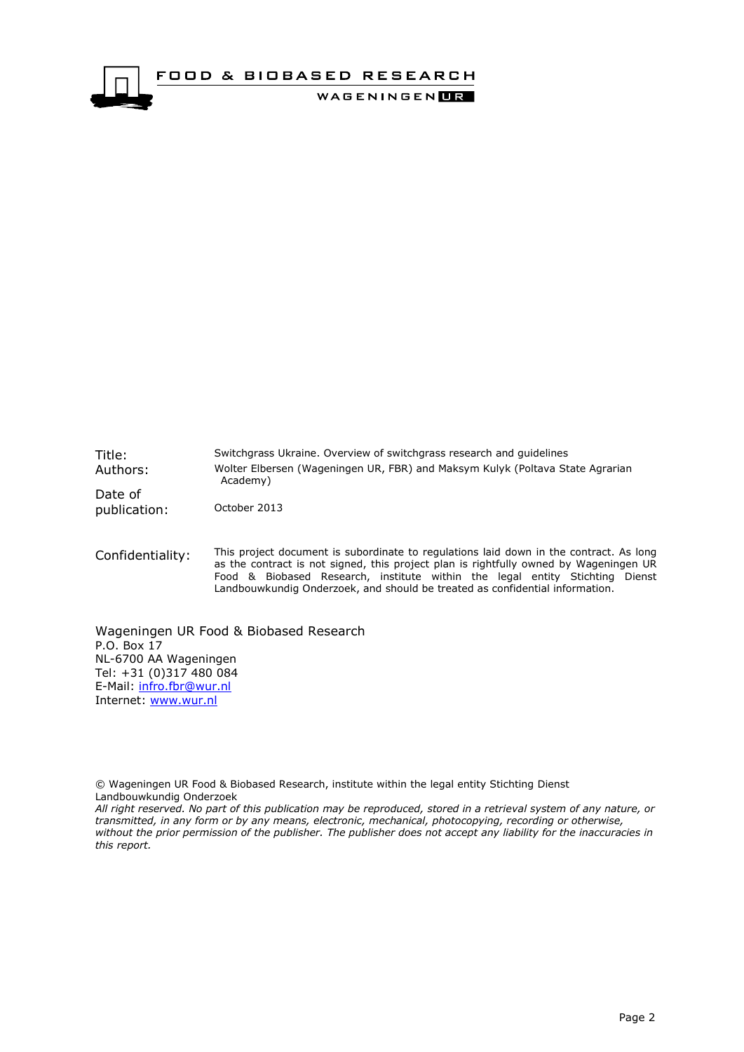FOOD & BIOBASED RESEARCH

WAGENINGEN UR

| | |
|---|---|
| Title: | Switchgrass Ukraine. Overview of switchgrass research and guidelines |
| Authors: | Wolter Elbersen (Wageningen UR, FBR) and Maksym Kulyk (Poltava State Agrarian Academy) |
| Date of publication: | October 2013 |
| Confidentiality: | This project document is subordinate to regulations laid down in the contract. As long as the contract is not signed, this project plan is rightfully owned by Wageningen UR Food & Biobased Research, institute within the legal entity Stichting Dienst Landbouwkundig Onderzoek, and should be treated as confidential information. |

Wageningen UR Food & Biobased Research
P.O. Box 17
NL-6700 AA Wageningen
Tel: +31 (0)317 480 084
E-Mail: infro.fbr@wur.nl
Internet: www.wur.nl

© Wageningen UR Food & Biobased Research, institute within the legal entity Stichting Dienst Landbouwkundig Onderzoek
*All right reserved. No part of this publication may be reproduced, stored in a retrieval system of any nature, or transmitted, in any form or by any means, electronic, mechanical, photocopying, recording or otherwise, without the prior permission of the publisher. The publisher does not accept any liability for the inaccuracies in this report.*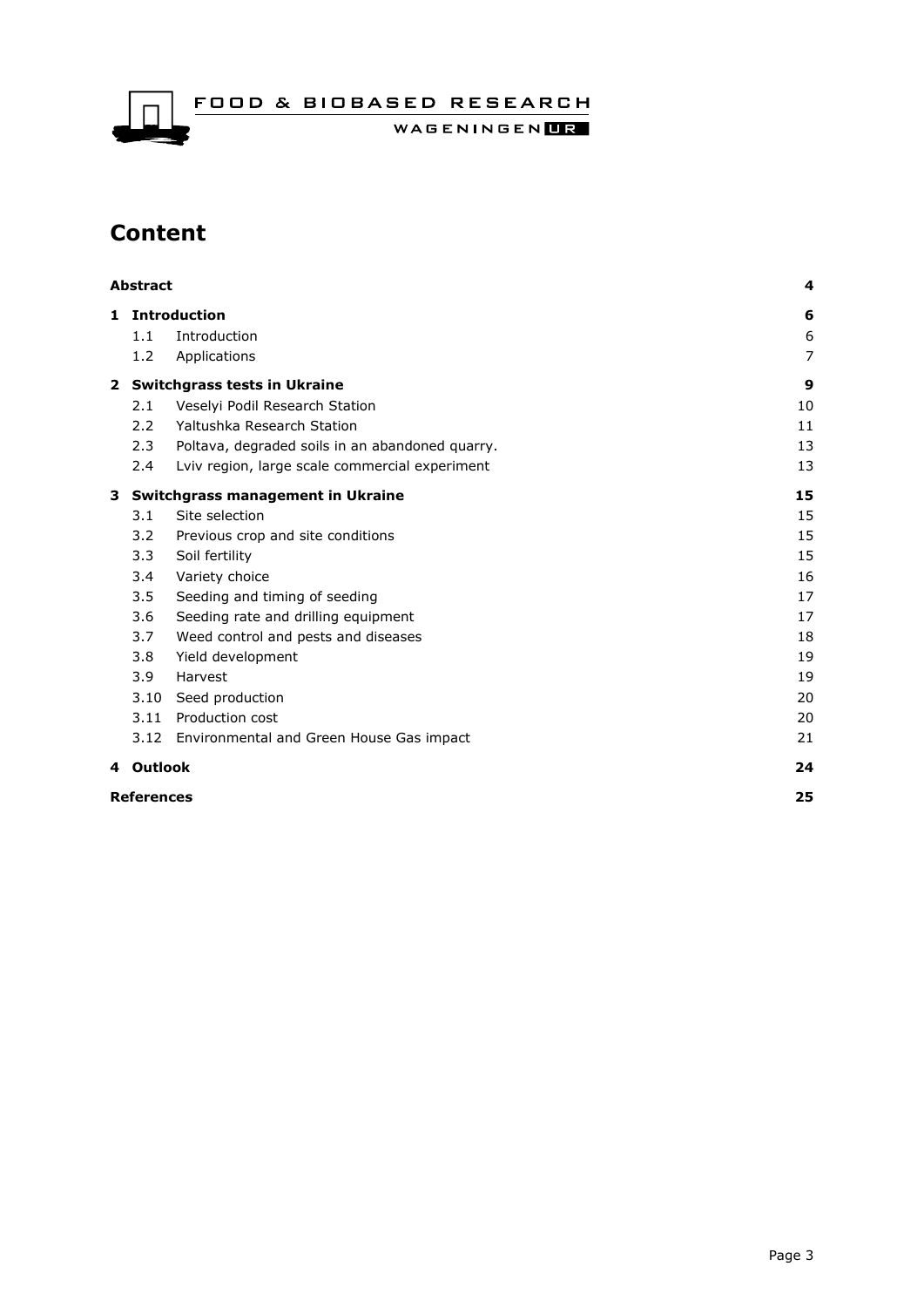# Content

| | | |
|---|---|---|
| **Abstract** | | **4** |
| **1** | **Introduction** | **6** |
| 1.1 | Introduction | 6 |
| 1.2 | Applications | 7 |
| **2** | **Switchgrass tests in Ukraine** | **9** |
| 2.1 | Veselyi Podil Research Station | 10 |
| 2.2 | Yaltushka Research Station | 11 |
| 2.3 | Poltava, degraded soils in an abandoned quarry. | 13 |
| 2.4 | Lviv region, large scale commercial experiment | 13 |
| **3** | **Switchgrass management in Ukraine** | **15** |
| 3.1 | Site selection | 15 |
| 3.2 | Previous crop and site conditions | 15 |
| 3.3 | Soil fertility | 15 |
| 3.4 | Variety choice | 16 |
| 3.5 | Seeding and timing of seeding | 17 |
| 3.6 | Seeding rate and drilling equipment | 17 |
| 3.7 | Weed control and pests and diseases | 18 |
| 3.8 | Yield development | 19 |
| 3.9 | Harvest | 19 |
| 3.10 | Seed production | 20 |
| 3.11 | Production cost | 20 |
| 3.12 | Environmental and Green House Gas impact | 21 |
| **4** | **Outlook** | **24** |
| **References** | | **25** |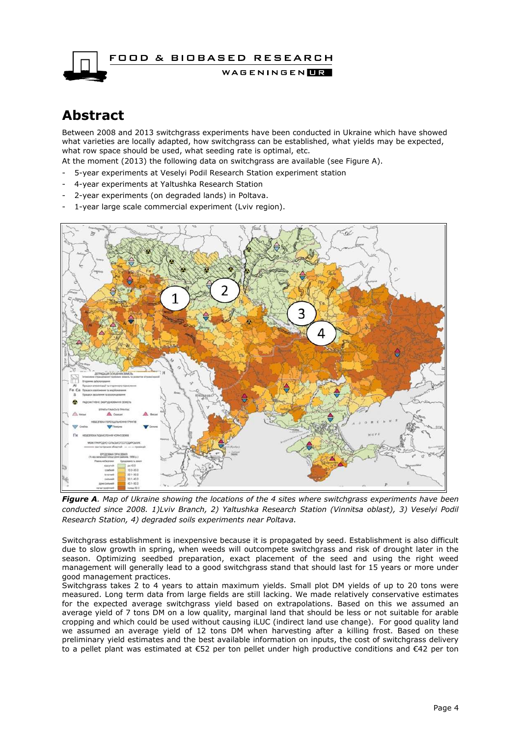# Abstract

Between 2008 and 2013 switchgrass experiments have been conducted in Ukraine which have showed what varieties are locally adapted, how switchgrass can be established, what yields may be expected, what row space should be used, what seeding rate is optimal, etc.

At the moment (2013) the following data on switchgrass are available (see Figure A).

- 5-year experiments at Veselyi Podil Research Station experiment station
- 4-year experiments at Yaltushka Research Station
- 2-year experiments (on degraded lands) in Poltava.
- 1-year large scale commercial experiment (Lviv region).

***Figure A**. Map of Ukraine showing the locations of the 4 sites where switchgrass experiments have been conducted since 2008. 1)Lviv Branch, 2) Yaltushka Research Station (Vinnitsa oblast), 3) Veselyi Podil Research Station, 4) degraded soils experiments near Poltava.*

Switchgrass establishment is inexpensive because it is propagated by seed. Establishment is also difficult due to slow growth in spring, when weeds will outcompete switchgrass and risk of drought later in the season. Optimizing seedbed preparation, exact placement of the seed and using the right weed management will generally lead to a good switchgrass stand that should last for 15 years or more under good management practices.

Switchgrass takes 2 to 4 years to attain maximum yields. Small plot DM yields of up to 20 tons were measured. Long term data from large fields are still lacking. We made relatively conservative estimates for the expected average switchgrass yield based on extrapolations. Based on this we assumed an average yield of 7 tons DM on a low quality, marginal land that should be less or not suitable for arable cropping and which could be used without causing iLUC (indirect land use change). For good quality land we assumed an average yield of 12 tons DM when harvesting after a killing frost. Based on these preliminary yield estimates and the best available information on inputs, the cost of switchgrass delivery to a pellet plant was estimated at €52 per ton pellet under high productive conditions and €42 per ton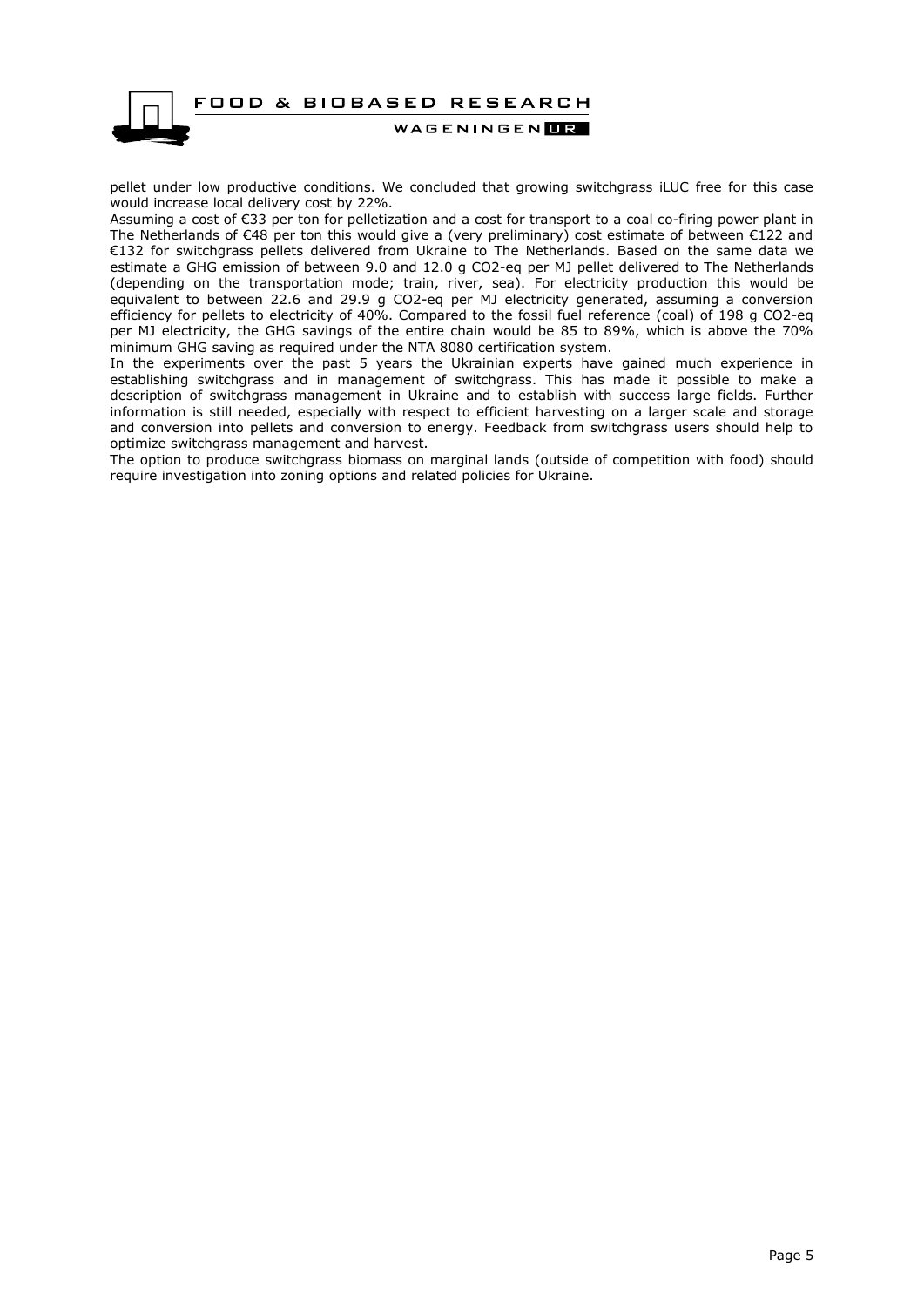pellet under low productive conditions. We concluded that growing switchgrass iLUC free for this case would increase local delivery cost by 22%.

Assuming a cost of €33 per ton for pelletization and a cost for transport to a coal co-firing power plant in The Netherlands of €48 per ton this would give a (very preliminary) cost estimate of between €122 and €132 for switchgrass pellets delivered from Ukraine to The Netherlands. Based on the same data we estimate a GHG emission of between 9.0 and 12.0 g CO2-eq per MJ pellet delivered to The Netherlands (depending on the transportation mode; train, river, sea). For electricity production this would be equivalent to between 22.6 and 29.9 g CO2-eq per MJ electricity generated, assuming a conversion efficiency for pellets to electricity of 40%. Compared to the fossil fuel reference (coal) of 198 g CO2-eq per MJ electricity, the GHG savings of the entire chain would be 85 to 89%, which is above the 70% minimum GHG saving as required under the NTA 8080 certification system.

In the experiments over the past 5 years the Ukrainian experts have gained much experience in establishing switchgrass and in management of switchgrass. This has made it possible to make a description of switchgrass management in Ukraine and to establish with success large fields. Further information is still needed, especially with respect to efficient harvesting on a larger scale and storage and conversion into pellets and conversion to energy. Feedback from switchgrass users should help to optimize switchgrass management and harvest.

The option to produce switchgrass biomass on marginal lands (outside of competition with food) should require investigation into zoning options and related policies for Ukraine.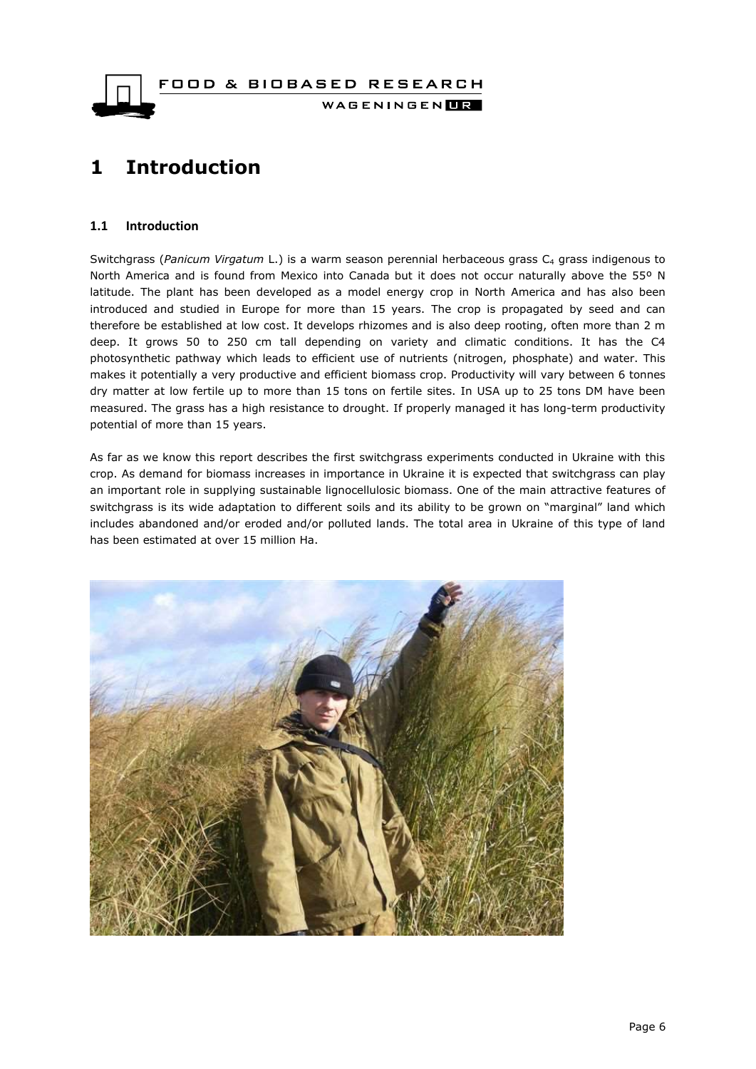# 1 Introduction

## 1.1 Introduction

Switchgrass (*Panicum Virgatum* L.) is a warm season perennial herbaceous grass $C_4$ grass indigenous to North America and is found from Mexico into Canada but it does not occur naturally above the 55º N latitude. The plant has been developed as a model energy crop in North America and has also been introduced and studied in Europe for more than 15 years. The crop is propagated by seed and can therefore be established at low cost. It develops rhizomes and is also deep rooting, often more than 2 m deep. It grows 50 to 250 cm tall depending on variety and climatic conditions. It has the C4 photosynthetic pathway which leads to efficient use of nutrients (nitrogen, phosphate) and water. This makes it potentially a very productive and efficient biomass crop. Productivity will vary between 6 tonnes dry matter at low fertile up to more than 15 tons on fertile sites. In USA up to 25 tons DM have been measured. The grass has a high resistance to drought. If properly managed it has long-term productivity potential of more than 15 years.

As far as we know this report describes the first switchgrass experiments conducted in Ukraine with this crop. As demand for biomass increases in importance in Ukraine it is expected that switchgrass can play an important role in supplying sustainable lignocellulosic biomass. One of the main attractive features of switchgrass is its wide adaptation to different soils and its ability to be grown on "marginal" land which includes abandoned and/or eroded and/or polluted lands. The total area in Ukraine of this type of land has been estimated at over 15 million Ha.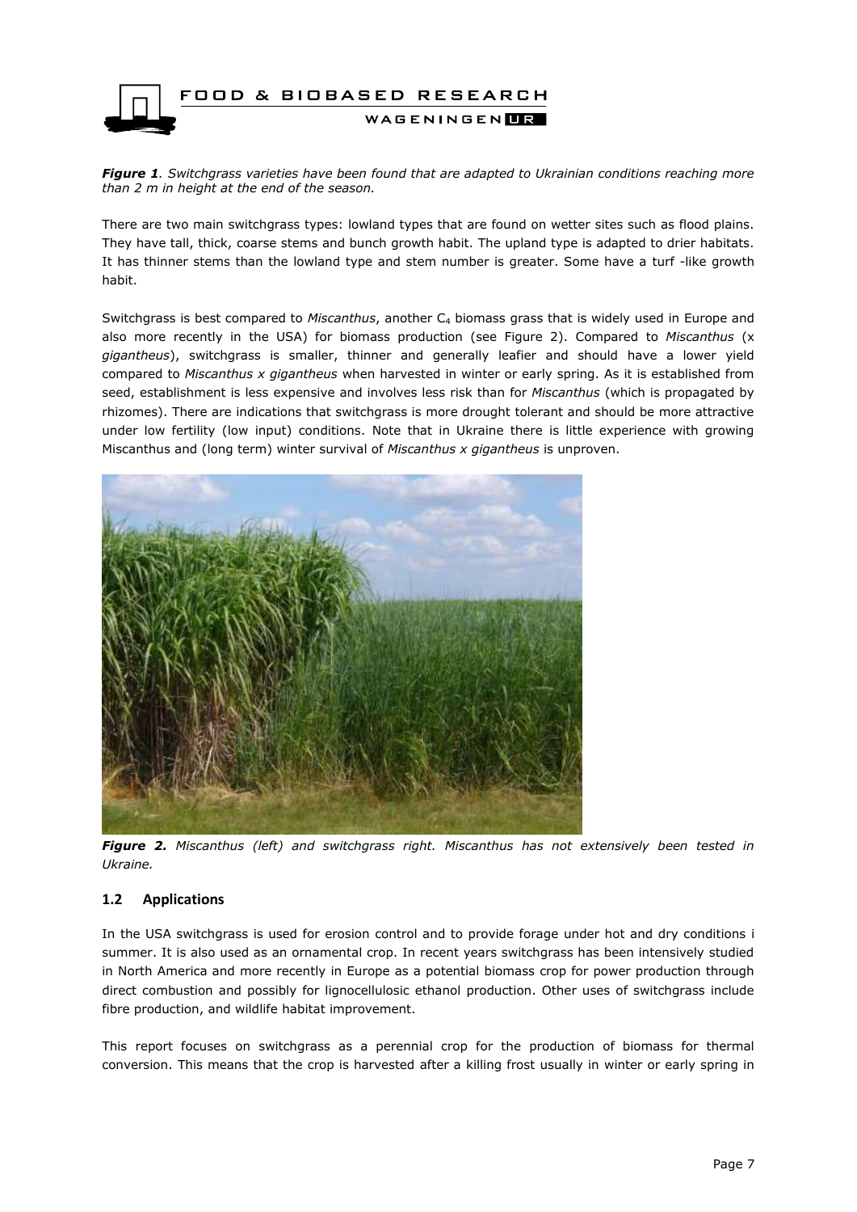***Figure 1**. Switchgrass varieties have been found that are adapted to Ukrainian conditions reaching more than 2 m in height at the end of the season.*

There are two main switchgrass types: lowland types that are found on wetter sites such as flood plains. They have tall, thick, coarse stems and bunch growth habit. The upland type is adapted to drier habitats. It has thinner stems than the lowland type and stem number is greater. Some have a turf -like growth habit.

Switchgrass is best compared to *Miscanthus*, another $C_4$ biomass grass that is widely used in Europe and also more recently in the USA) for biomass production (see Figure 2). Compared to *Miscanthus* (x *gigantheus*), switchgrass is smaller, thinner and generally leafier and should have a lower yield compared to *Miscanthus x gigantheus* when harvested in winter or early spring. As it is established from seed, establishment is less expensive and involves less risk than for *Miscanthus* (which is propagated by rhizomes). There are indications that switchgrass is more drought tolerant and should be more attractive under low fertility (low input) conditions. Note that in Ukraine there is little experience with growing Miscanthus and (long term) winter survival of *Miscanthus x gigantheus* is unproven.

***Figure 2.** Miscanthus (left) and switchgrass right. Miscanthus has not extensively been tested in Ukraine.*

## 1.2 Applications

In the USA switchgrass is used for erosion control and to provide forage under hot and dry conditions i summer. It is also used as an ornamental crop. In recent years switchgrass has been intensively studied in North America and more recently in Europe as a potential biomass crop for power production through direct combustion and possibly for lignocellulosic ethanol production. Other uses of switchgrass include fibre production, and wildlife habitat improvement.

This report focuses on switchgrass as a perennial crop for the production of biomass for thermal conversion. This means that the crop is harvested after a killing frost usually in winter or early spring in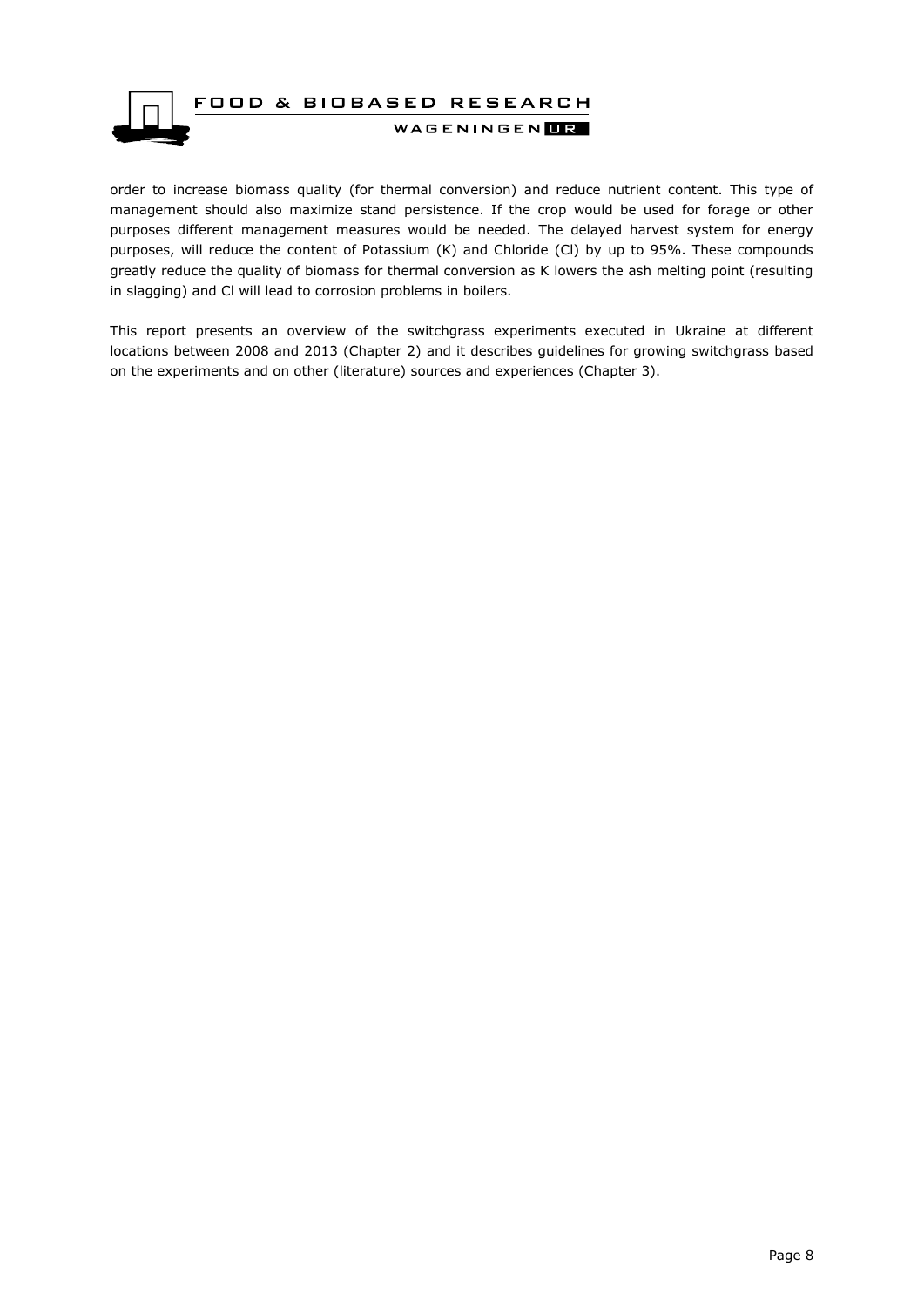order to increase biomass quality (for thermal conversion) and reduce nutrient content. This type of management should also maximize stand persistence. If the crop would be used for forage or other purposes different management measures would be needed. The delayed harvest system for energy purposes, will reduce the content of Potassium (K) and Chloride (Cl) by up to 95%. These compounds greatly reduce the quality of biomass for thermal conversion as K lowers the ash melting point (resulting in slagging) and Cl will lead to corrosion problems in boilers.

This report presents an overview of the switchgrass experiments executed in Ukraine at different locations between 2008 and 2013 (Chapter 2) and it describes guidelines for growing switchgrass based on the experiments and on other (literature) sources and experiences (Chapter 3).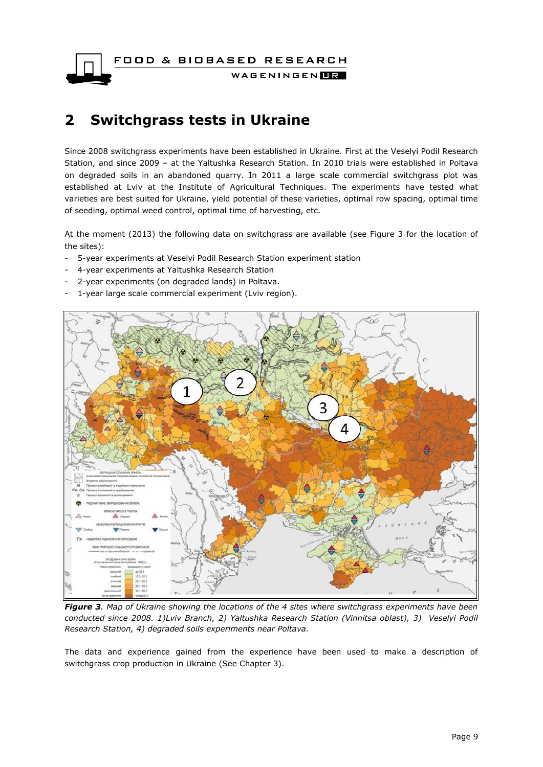# 2 Switchgrass tests in Ukraine

Since 2008 switchgrass experiments have been established in Ukraine. First at the Veselyi Podil Research Station, and since 2009 – at the Yaltushka Research Station. In 2010 trials were established in Poltava on degraded soils in an abandoned quarry. In 2011 a large scale commercial switchgrass plot was established at Lviv at the Institute of Agricultural Techniques. The experiments have tested what varieties are best suited for Ukraine, yield potential of these varieties, optimal row spacing, optimal time of seeding, optimal weed control, optimal time of harvesting, etc.

At the moment (2013) the following data on switchgrass are available (see Figure 3 for the location of the sites):

- 5-year experiments at Veselyi Podil Research Station experiment station
- 4-year experiments at Yaltushka Research Station
- 2-year experiments (on degraded lands) in Poltava.
- 1-year large scale commercial experiment (Lviv region).

***Figure 3**. Map of Ukraine showing the locations of the 4 sites where switchgrass experiments have been conducted since 2008. 1)Lviv Branch, 2) Yaltushka Research Station (Vinnitsa oblast), 3) Veselyi Podil Research Station, 4) degraded soils experiments near Poltava.*

The data and experience gained from the experience have been used to make a description of switchgrass crop production in Ukraine (See Chapter 3).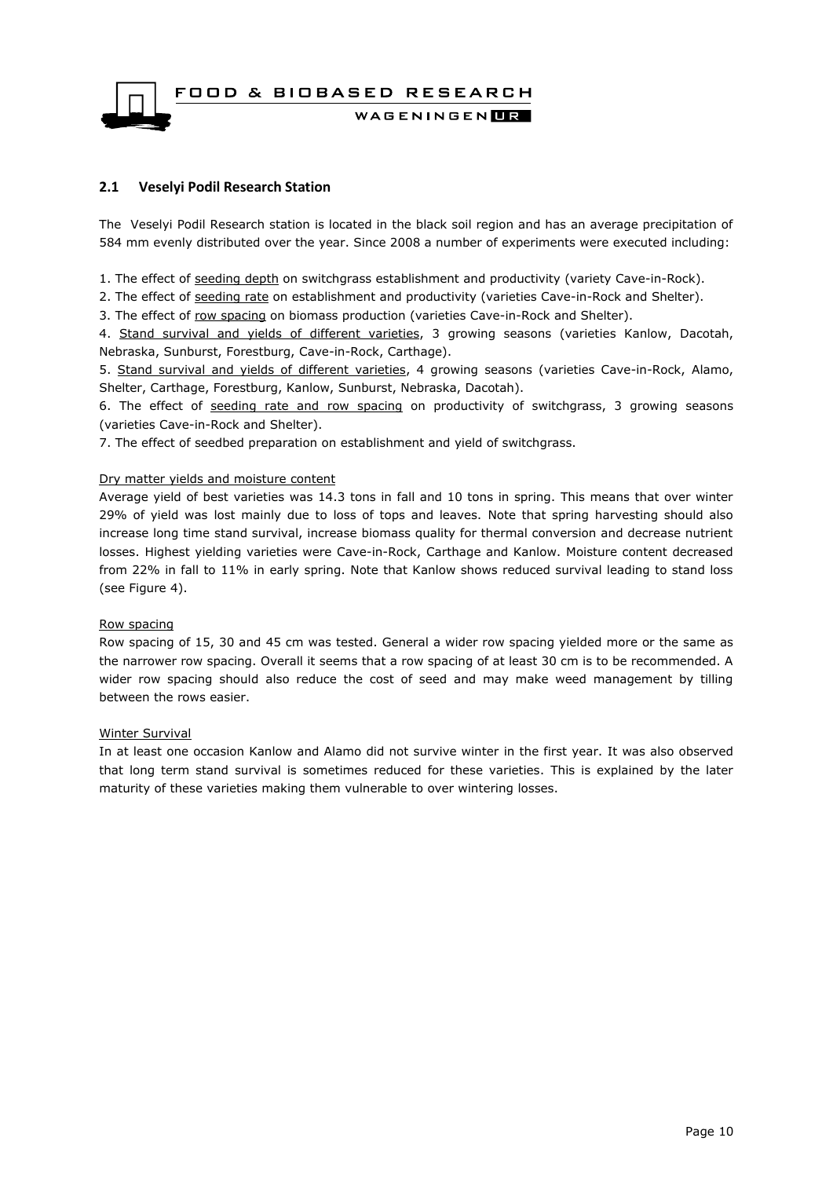## 2.1 Veselyi Podil Research Station

The Veselyi Podil Research station is located in the black soil region and has an average precipitation of 584 mm evenly distributed over the year. Since 2008 a number of experiments were executed including:

1. The effect of seeding depth on switchgrass establishment and productivity (variety Cave-in-Rock).
2. The effect of seeding rate on establishment and productivity (varieties Cave-in-Rock and Shelter).
3. The effect of row spacing on biomass production (varieties Cave-in-Rock and Shelter).
4. Stand survival and yields of different varieties, 3 growing seasons (varieties Kanlow, Dacotah, Nebraska, Sunburst, Forestburg, Cave-in-Rock, Carthage).
5. Stand survival and yields of different varieties, 4 growing seasons (varieties Cave-in-Rock, Alamo, Shelter, Carthage, Forestburg, Kanlow, Sunburst, Nebraska, Dacotah).
6. The effect of seeding rate and row spacing on productivity of switchgrass, 3 growing seasons (varieties Cave-in-Rock and Shelter).
7. The effect of seedbed preparation on establishment and yield of switchgrass.

Dry matter yields and moisture content

Average yield of best varieties was 14.3 tons in fall and 10 tons in spring. This means that over winter 29% of yield was lost mainly due to loss of tops and leaves. Note that spring harvesting should also increase long time stand survival, increase biomass quality for thermal conversion and decrease nutrient losses. Highest yielding varieties were Cave-in-Rock, Carthage and Kanlow. Moisture content decreased from 22% in fall to 11% in early spring. Note that Kanlow shows reduced survival leading to stand loss (see Figure 4).

Row spacing

Row spacing of 15, 30 and 45 cm was tested. General a wider row spacing yielded more or the same as the narrower row spacing. Overall it seems that a row spacing of at least 30 cm is to be recommended. A wider row spacing should also reduce the cost of seed and may make weed management by tilling between the rows easier.

Winter Survival

In at least one occasion Kanlow and Alamo did not survive winter in the first year. It was also observed that long term stand survival is sometimes reduced for these varieties. This is explained by the later maturity of these varieties making them vulnerable to over wintering losses.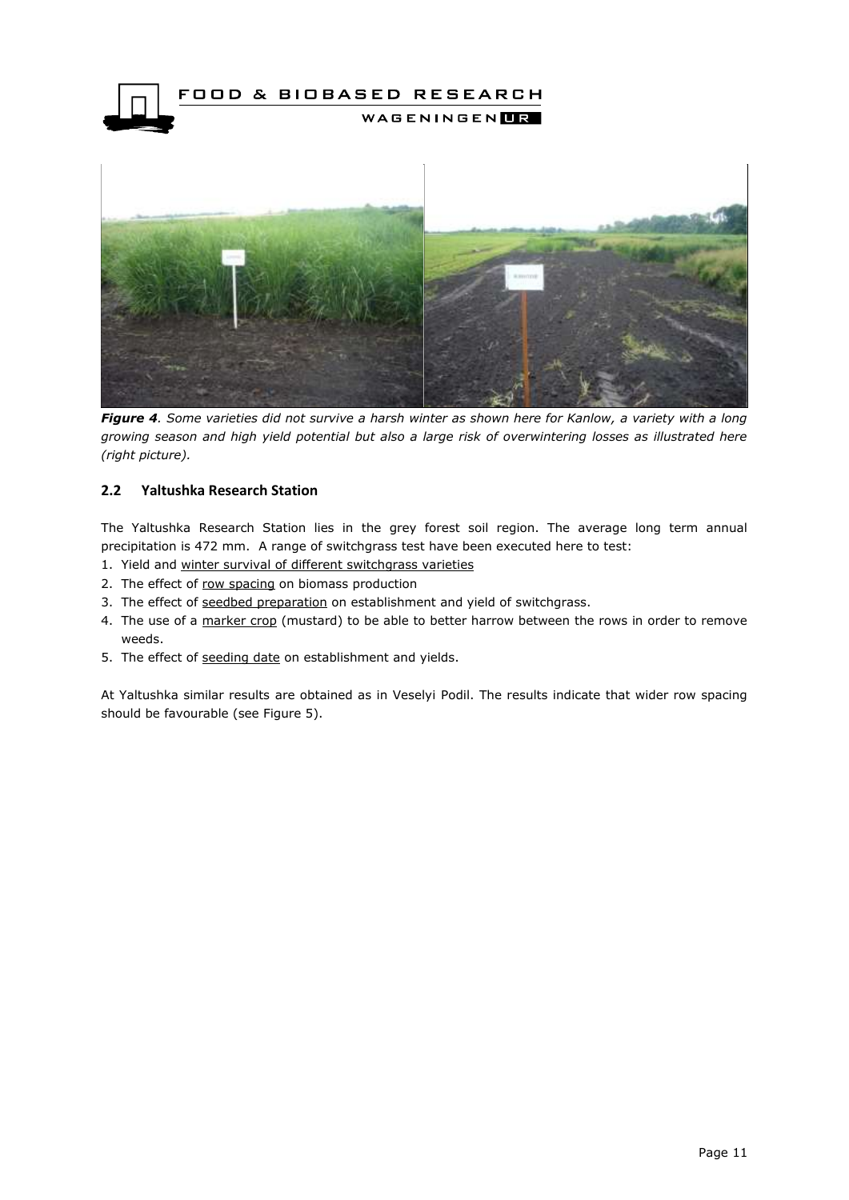*__Figure 4__. Some varieties did not survive a harsh winter as shown here for Kanlow, a variety with a long growing season and high yield potential but also a large risk of overwintering losses as illustrated here (right picture).*

## 2.2 Yaltushka Research Station

The Yaltushka Research Station lies in the grey forest soil region. The average long term annual precipitation is 472 mm. A range of switchgrass test have been executed here to test:

1. Yield and winter survival of different switchgrass varieties
2. The effect of row spacing on biomass production
3. The effect of seedbed preparation on establishment and yield of switchgrass.
4. The use of a marker crop (mustard) to be able to better harrow between the rows in order to remove weeds.
5. The effect of seeding date on establishment and yields.

At Yaltushka similar results are obtained as in Veselyi Podil. The results indicate that wider row spacing should be favourable (see Figure 5).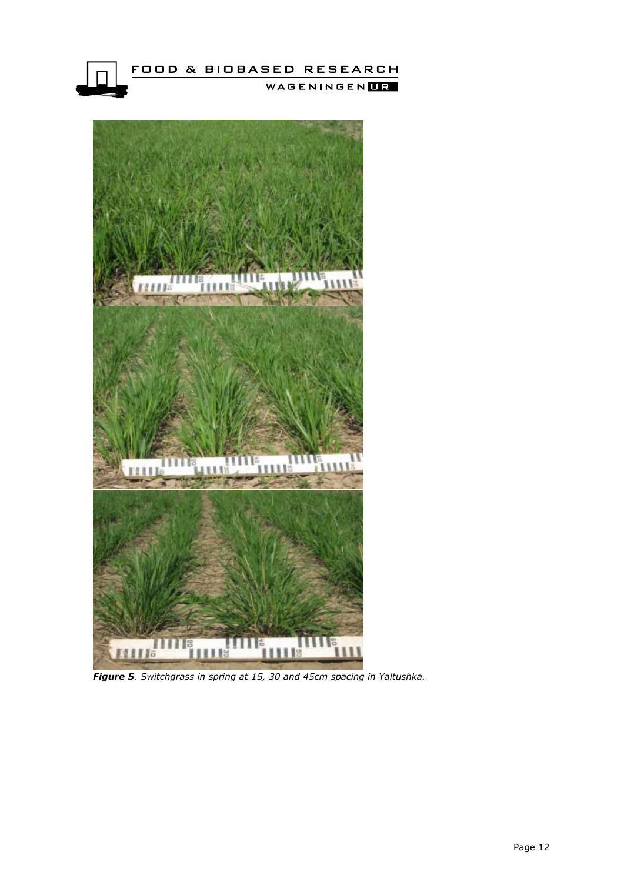***Figure 5**. Switchgrass in spring at 15, 30 and 45cm spacing in Yaltushka.*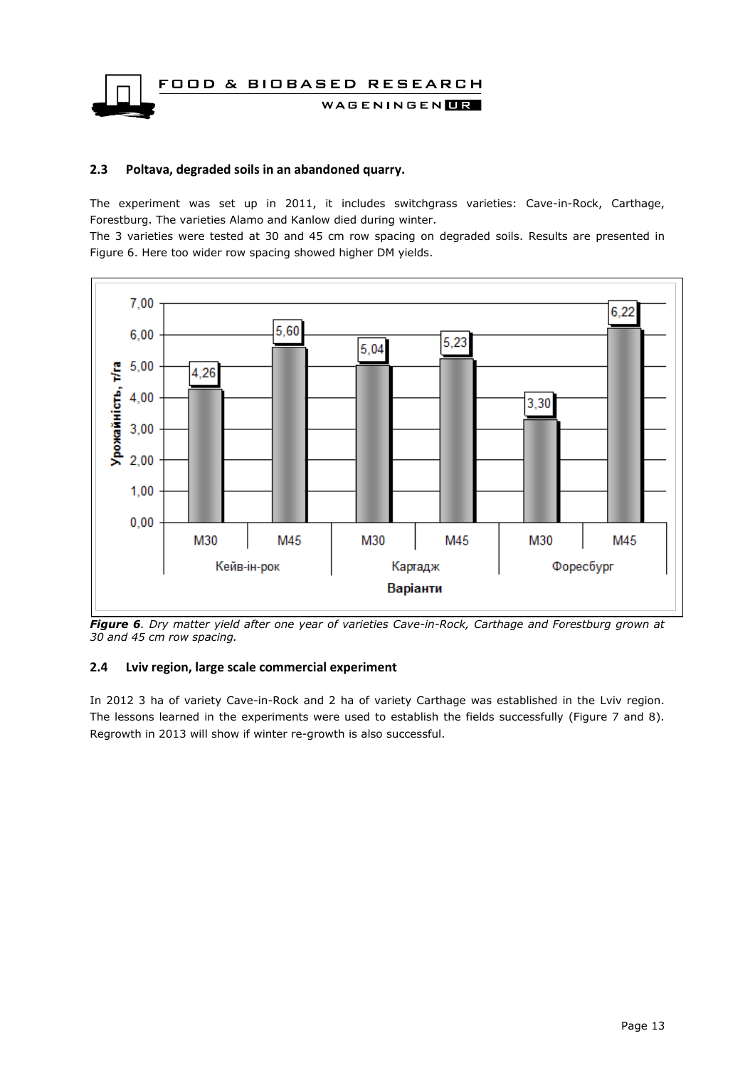## 2.3 Poltava, degraded soils in an abandoned quarry.

The experiment was set up in 2011, it includes switchgrass varieties: Cave-in-Rock, Carthage, Forestburg. The varieties Alamo and Kanlow died during winter.

The 3 varieties were tested at 30 and 45 cm row spacing on degraded soils. Results are presented in Figure 6. Here too wider row spacing showed higher DM yields.

| Варіанти | | Урожайність, т/га |
|---|---|---|
| Кейв-ін-рок | M30 | 4,26 |
| | M45 | 5,60 |
| Картадж | M30 | 5,04 |
| | M45 | 5,23 |
| Форесбург | M30 | 3,30 |
| | M45 | 6,22 |

***Figure 6****. Dry matter yield after one year of varieties Cave-in-Rock, Carthage and Forestburg grown at 30 and 45 cm row spacing.*

## 2.4 Lviv region, large scale commercial experiment

In 2012 3 ha of variety Cave-in-Rock and 2 ha of variety Carthage was established in the Lviv region. The lessons learned in the experiments were used to establish the fields successfully (Figure 7 and 8). Regrowth in 2013 will show if winter re-growth is also successful.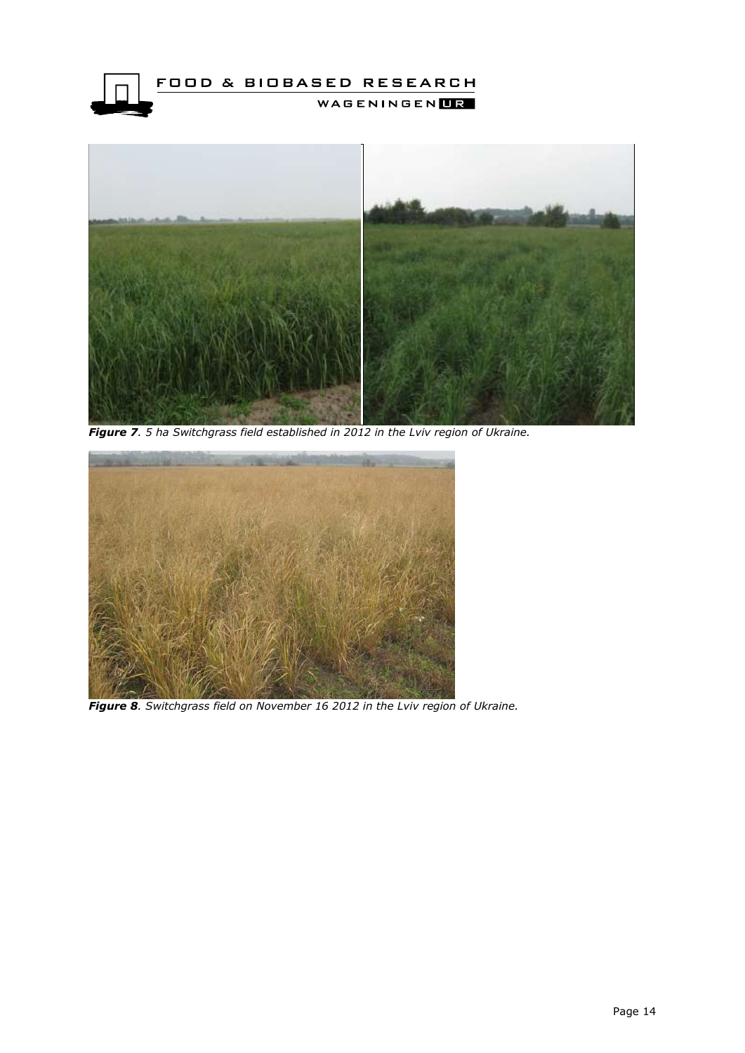***Figure 7**. 5 ha Switchgrass field established in 2012 in the Lviv region of Ukraine.*

***Figure 8**. Switchgrass field on November 16 2012 in the Lviv region of Ukraine.*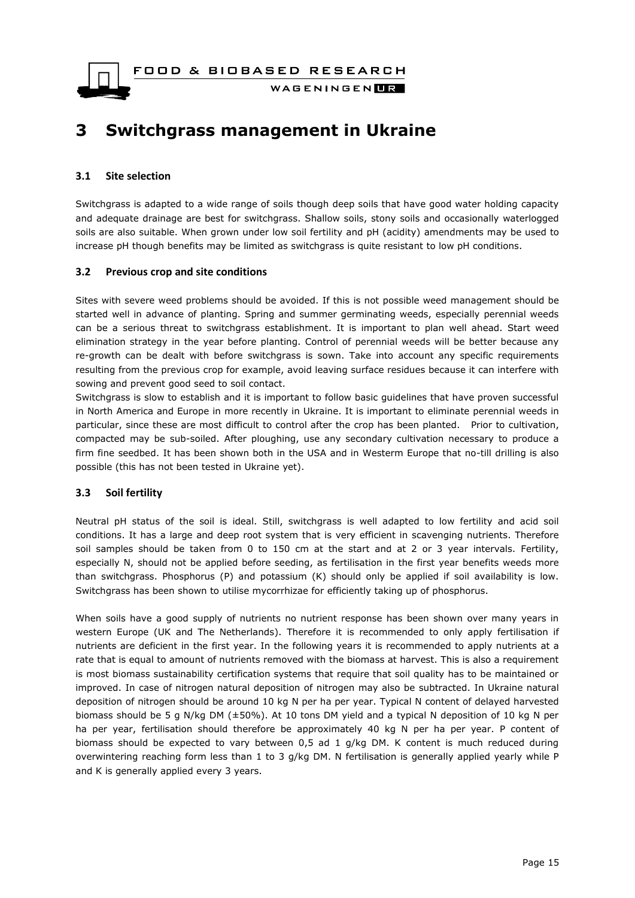# 3 Switchgrass management in Ukraine

## 3.1 Site selection

Switchgrass is adapted to a wide range of soils though deep soils that have good water holding capacity and adequate drainage are best for switchgrass. Shallow soils, stony soils and occasionally waterlogged soils are also suitable. When grown under low soil fertility and pH (acidity) amendments may be used to increase pH though benefits may be limited as switchgrass is quite resistant to low pH conditions.

## 3.2 Previous crop and site conditions

Sites with severe weed problems should be avoided. If this is not possible weed management should be started well in advance of planting. Spring and summer germinating weeds, especially perennial weeds can be a serious threat to switchgrass establishment. It is important to plan well ahead. Start weed elimination strategy in the year before planting. Control of perennial weeds will be better because any re-growth can be dealt with before switchgrass is sown. Take into account any specific requirements resulting from the previous crop for example, avoid leaving surface residues because it can interfere with sowing and prevent good seed to soil contact.

Switchgrass is slow to establish and it is important to follow basic guidelines that have proven successful in North America and Europe in more recently in Ukraine. It is important to eliminate perennial weeds in particular, since these are most difficult to control after the crop has been planted. Prior to cultivation, compacted may be sub-soiled. After ploughing, use any secondary cultivation necessary to produce a firm fine seedbed. It has been shown both in the USA and in Westerm Europe that no-till drilling is also possible (this has not been tested in Ukraine yet).

## 3.3 Soil fertility

Neutral pH status of the soil is ideal. Still, switchgrass is well adapted to low fertility and acid soil conditions. It has a large and deep root system that is very efficient in scavenging nutrients. Therefore soil samples should be taken from 0 to 150 cm at the start and at 2 or 3 year intervals. Fertility, especially N, should not be applied before seeding, as fertilisation in the first year benefits weeds more than switchgrass. Phosphorus (P) and potassium (K) should only be applied if soil availability is low. Switchgrass has been shown to utilise mycorrhizae for efficiently taking up of phosphorus.

When soils have a good supply of nutrients no nutrient response has been shown over many years in western Europe (UK and The Netherlands). Therefore it is recommended to only apply fertilisation if nutrients are deficient in the first year. In the following years it is recommended to apply nutrients at a rate that is equal to amount of nutrients removed with the biomass at harvest. This is also a requirement is most biomass sustainability certification systems that require that soil quality has to be maintained or improved. In case of nitrogen natural deposition of nitrogen may also be subtracted. In Ukraine natural deposition of nitrogen should be around 10 kg N per ha per year. Typical N content of delayed harvested biomass should be 5 g N/kg DM (±50%). At 10 tons DM yield and a typical N deposition of 10 kg N per ha per year, fertilisation should therefore be approximately 40 kg N per ha per year. P content of biomass should be expected to vary between 0,5 ad 1 g/kg DM. K content is much reduced during overwintering reaching form less than 1 to 3 g/kg DM. N fertilisation is generally applied yearly while P and K is generally applied every 3 years.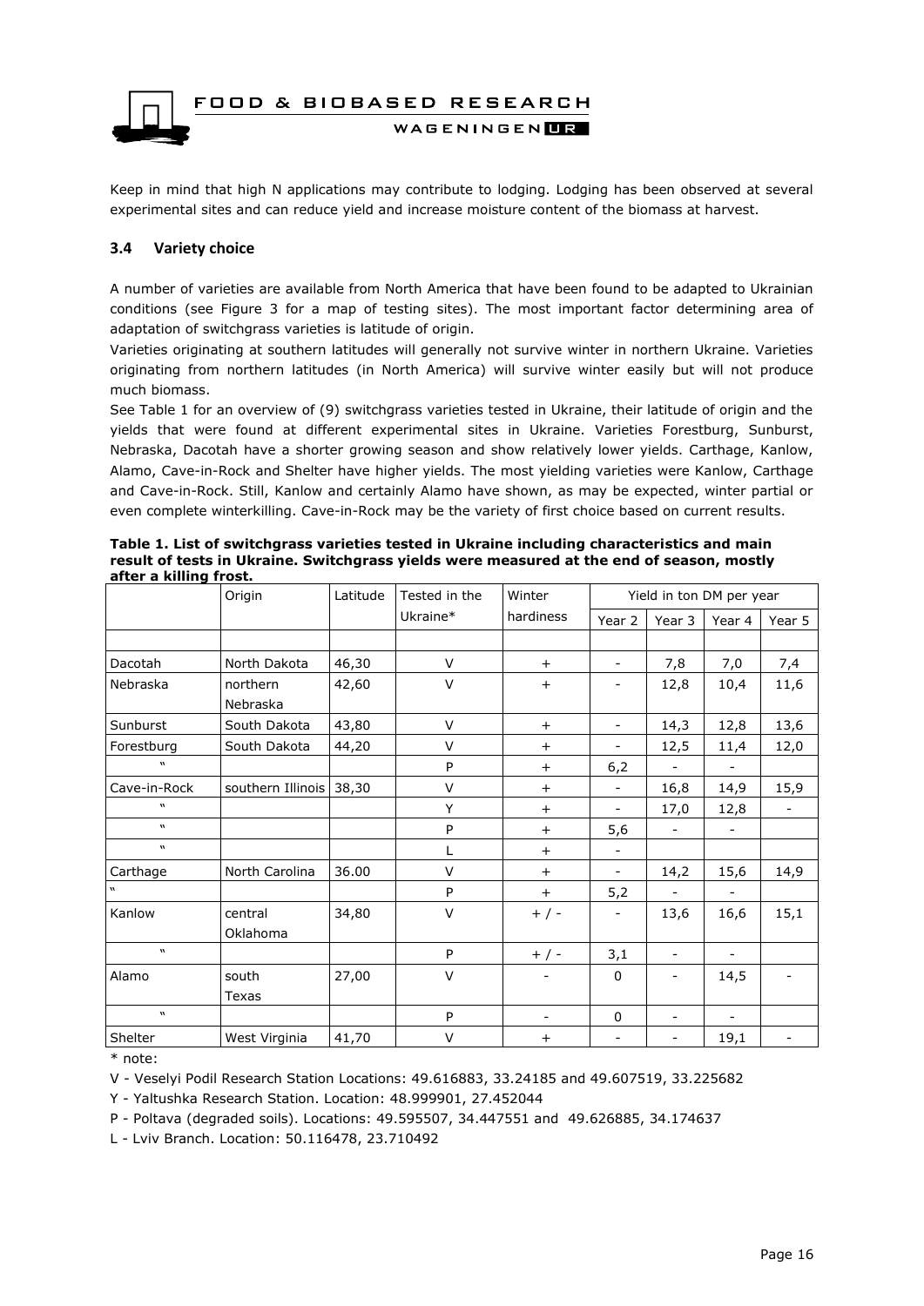Keep in mind that high N applications may contribute to lodging. Lodging has been observed at several experimental sites and can reduce yield and increase moisture content of the biomass at harvest.

### 3.4 Variety choice

A number of varieties are available from North America that have been found to be adapted to Ukrainian conditions (see Figure 3 for a map of testing sites). The most important factor determining area of adaptation of switchgrass varieties is latitude of origin.

Varieties originating at southern latitudes will generally not survive winter in northern Ukraine. Varieties originating from northern latitudes (in North America) will survive winter easily but will not produce much biomass.

See Table 1 for an overview of (9) switchgrass varieties tested in Ukraine, their latitude of origin and the yields that were found at different experimental sites in Ukraine. Varieties Forestburg, Sunburst, Nebraska, Dacotah have a shorter growing season and show relatively lower yields. Carthage, Kanlow, Alamo, Cave-in-Rock and Shelter have higher yields. The most yielding varieties were Kanlow, Carthage and Cave-in-Rock. Still, Kanlow and certainly Alamo have shown, as may be expected, winter partial or even complete winterkilling. Cave-in-Rock may be the variety of first choice based on current results.

**Table 1. List of switchgrass varieties tested in Ukraine including characteristics and main result of tests in Ukraine. Switchgrass yields were measured at the end of season, mostly after a killing frost.**

| | Origin | Latitude | Tested in the Ukraine* | Winter hardiness | Yield in ton DM per year | | | |
|---|---|---|---|---|---|---|---|---|
| | | | | | Year 2 | Year 3 | Year 4 | Year 5 |
| | | | | | | | | |
| Dacotah | North Dakota | 46,30 | V | + | - | 7,8 | 7,0 | 7,4 |
| Nebraska | northern Nebraska | 42,60 | V | + | - | 12,8 | 10,4 | 11,6 |
| Sunburst | South Dakota | 43,80 | V | + | - | 14,3 | 12,8 | 13,6 |
| Forestburg | South Dakota | 44,20 | V | + | - | 12,5 | 11,4 | 12,0 |
| " | | | P | + | 6,2 | - | - | |
| Cave-in-Rock | southern Illinois | 38,30 | V | + | - | 16,8 | 14,9 | 15,9 |
| " | | | Y | + | - | 17,0 | 12,8 | - |
| " | | | P | + | 5,6 | - | - | |
| " | | | L | + | - | | | |
| Carthage | North Carolina | 36.00 | V | + | - | 14,2 | 15,6 | 14,9 |
| " | | | P | + | 5,2 | - | - | |
| Kanlow | central Oklahoma | 34,80 | V | + / - | - | 13,6 | 16,6 | 15,1 |
| " | | | P | + / - | 3,1 | - | - | |
| Alamo | south Texas | 27,00 | V | - | 0 | - | 14,5 | - |
| " | | | P | - | 0 | - | - | |
| Shelter | West Virginia | 41,70 | V | + | - | - | 19,1 | - |

\* note:

V - Veselyi Podil Research Station Locations: 49.616883, 33.24185 and 49.607519, 33.225682

Y - Yaltushka Research Station. Location: 48.999901, 27.452044

P - Poltava (degraded soils). Locations: 49.595507, 34.447551 and 49.626885, 34.174637

L - Lviv Branch. Location: 50.116478, 23.710492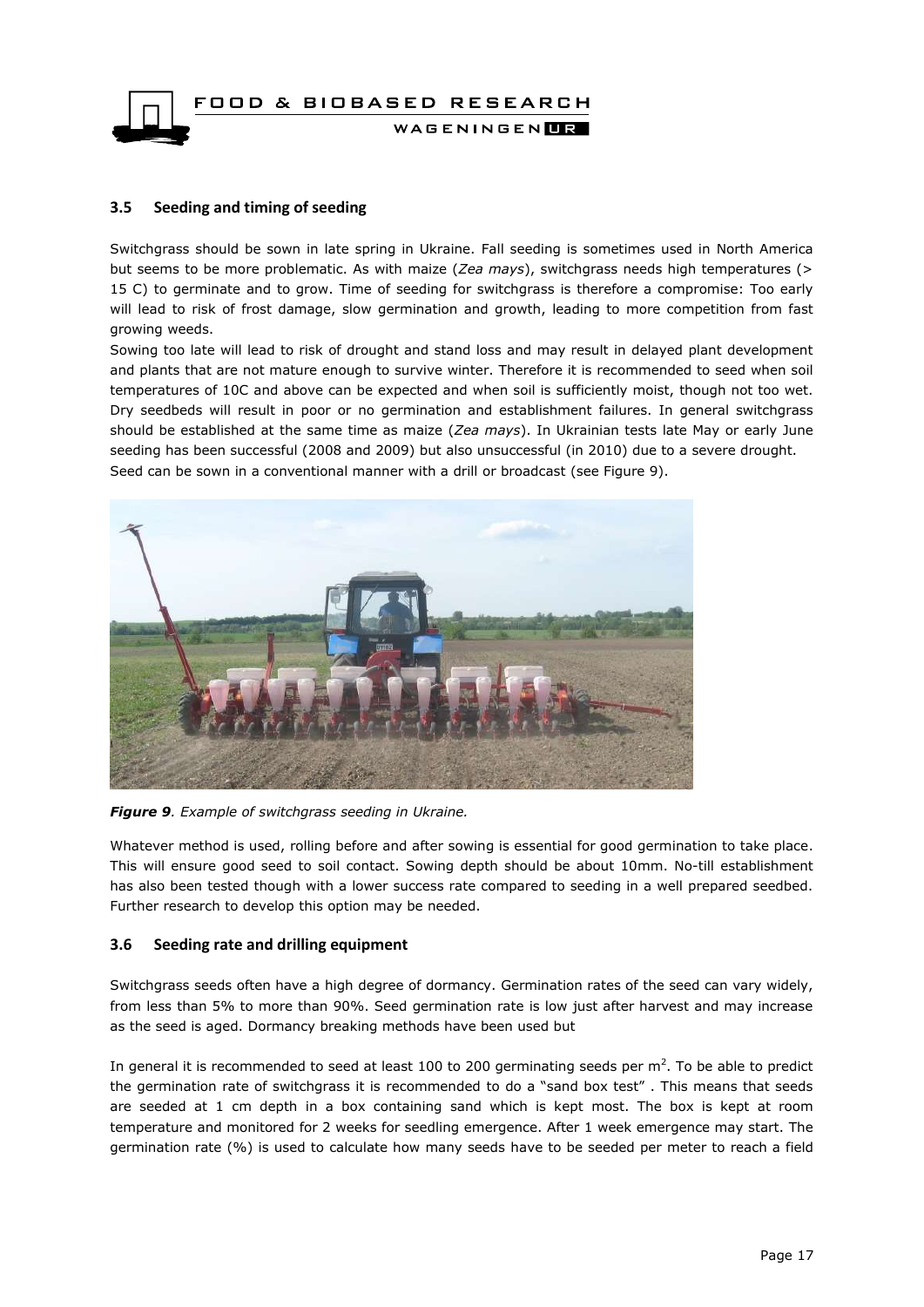## 3.5 Seeding and timing of seeding

Switchgrass should be sown in late spring in Ukraine. Fall seeding is sometimes used in North America but seems to be more problematic. As with maize (*Zea mays*), switchgrass needs high temperatures (> 15 C) to germinate and to grow. Time of seeding for switchgrass is therefore a compromise: Too early will lead to risk of frost damage, slow germination and growth, leading to more competition from fast growing weeds.

Sowing too late will lead to risk of drought and stand loss and may result in delayed plant development and plants that are not mature enough to survive winter. Therefore it is recommended to seed when soil temperatures of 10C and above can be expected and when soil is sufficiently moist, though not too wet. Dry seedbeds will result in poor or no germination and establishment failures. In general switchgrass should be established at the same time as maize (*Zea mays*). In Ukrainian tests late May or early June seeding has been successful (2008 and 2009) but also unsuccessful (in 2010) due to a severe drought. Seed can be sown in a conventional manner with a drill or broadcast (see Figure 9).

***Figure 9**. Example of switchgrass seeding in Ukraine.*

Whatever method is used, rolling before and after sowing is essential for good germination to take place. This will ensure good seed to soil contact. Sowing depth should be about 10mm. No-till establishment has also been tested though with a lower success rate compared to seeding in a well prepared seedbed. Further research to develop this option may be needed.

## 3.6 Seeding rate and drilling equipment

Switchgrass seeds often have a high degree of dormancy. Germination rates of the seed can vary widely, from less than 5% to more than 90%. Seed germination rate is low just after harvest and may increase as the seed is aged. Dormancy breaking methods have been used but

In general it is recommended to seed at least 100 to 200 germinating seeds per $m^2$. To be able to predict the germination rate of switchgrass it is recommended to do a "sand box test" . This means that seeds are seeded at 1 cm depth in a box containing sand which is kept most. The box is kept at room temperature and monitored for 2 weeks for seedling emergence. After 1 week emergence may start. The germination rate (%) is used to calculate how many seeds have to be seeded per meter to reach a field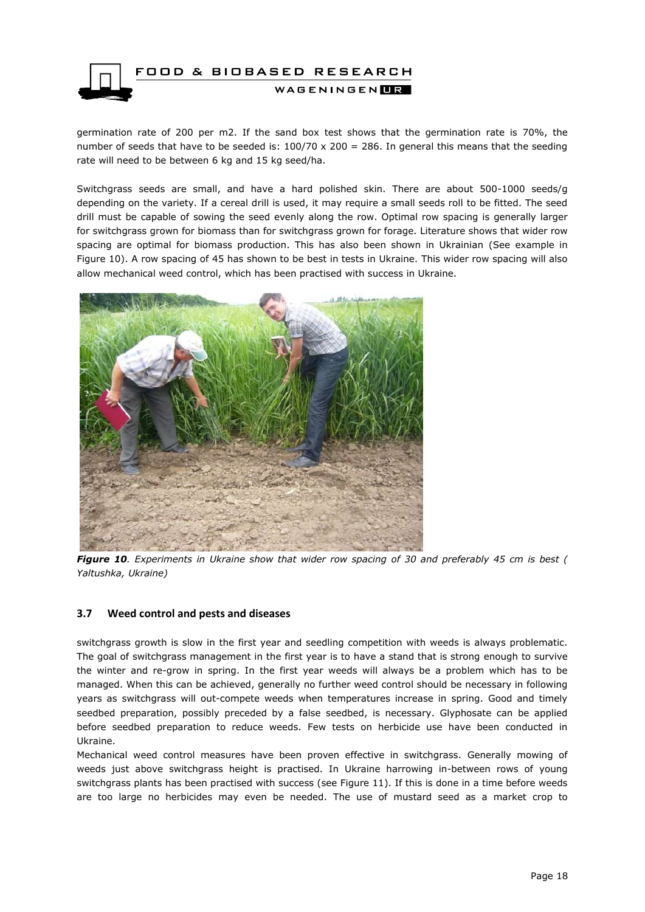germination rate of 200 per m2. If the sand box test shows that the germination rate is 70%, the number of seeds that have to be seeded is: 100/70 x 200 = 286. In general this means that the seeding rate will need to be between 6 kg and 15 kg seed/ha.

Switchgrass seeds are small, and have a hard polished skin. There are about 500-1000 seeds/g depending on the variety. If a cereal drill is used, it may require a small seeds roll to be fitted. The seed drill must be capable of sowing the seed evenly along the row. Optimal row spacing is generally larger for switchgrass grown for biomass than for switchgrass grown for forage. Literature shows that wider row spacing are optimal for biomass production. This has also been shown in Ukrainian (See example in Figure 10). A row spacing of 45 has shown to be best in tests in Ukraine. This wider row spacing will also allow mechanical weed control, which has been practised with success in Ukraine.

***Figure 10**. Experiments in Ukraine show that wider row spacing of 30 and preferably 45 cm is best ( Yaltushka, Ukraine)*

### 3.7 Weed control and pests and diseases

switchgrass growth is slow in the first year and seedling competition with weeds is always problematic. The goal of switchgrass management in the first year is to have a stand that is strong enough to survive the winter and re-grow in spring. In the first year weeds will always be a problem which has to be managed. When this can be achieved, generally no further weed control should be necessary in following years as switchgrass will out-compete weeds when temperatures increase in spring. Good and timely seedbed preparation, possibly preceded by a false seedbed, is necessary. Glyphosate can be applied before seedbed preparation to reduce weeds. Few tests on herbicide use have been conducted in Ukraine.

Mechanical weed control measures have been proven effective in switchgrass. Generally mowing of weeds just above switchgrass height is practised. In Ukraine harrowing in-between rows of young switchgrass plants has been practised with success (see Figure 11). If this is done in a time before weeds are too large no herbicides may even be needed. The use of mustard seed as a market crop to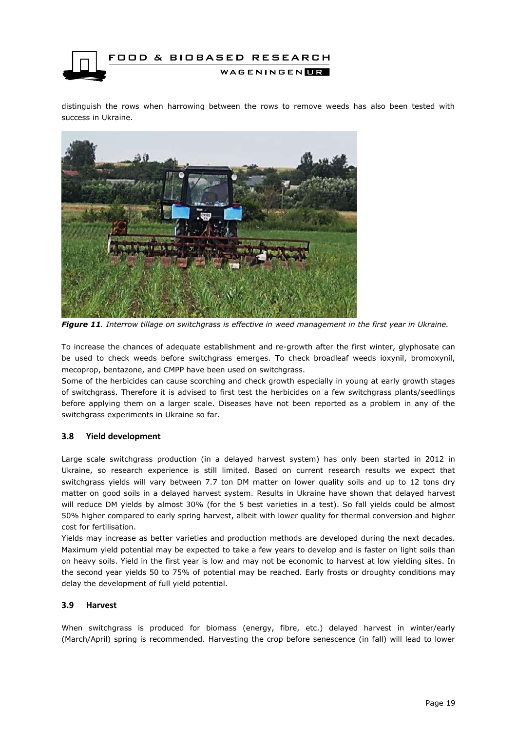distinguish the rows when harrowing between the rows to remove weeds has also been tested with success in Ukraine.

***Figure 11**. Interrow tillage on switchgrass is effective in weed management in the first year in Ukraine.*

To increase the chances of adequate establishment and re-growth after the first winter, glyphosate can be used to check weeds before switchgrass emerges. To check broadleaf weeds ioxynil, bromoxynil, mecoprop, bentazone, and CMPP have been used on switchgrass.
Some of the herbicides can cause scorching and check growth especially in young at early growth stages of switchgrass. Therefore it is advised to first test the herbicides on a few switchgrass plants/seedlings before applying them on a larger scale. Diseases have not been reported as a problem in any of the switchgrass experiments in Ukraine so far.

### 3.8 Yield development

Large scale switchgrass production (in a delayed harvest system) has only been started in 2012 in Ukraine, so research experience is still limited. Based on current research results we expect that switchgrass yields will vary between 7.7 ton DM matter on lower quality soils and up to 12 tons dry matter on good soils in a delayed harvest system. Results in Ukraine have shown that delayed harvest will reduce DM yields by almost 30% (for the 5 best varieties in a test). So fall yields could be almost 50% higher compared to early spring harvest, albeit with lower quality for thermal conversion and higher cost for fertilisation.
Yields may increase as better varieties and production methods are developed during the next decades. Maximum yield potential may be expected to take a few years to develop and is faster on light soils than on heavy soils. Yield in the first year is low and may not be economic to harvest at low yielding sites. In the second year yields 50 to 75% of potential may be reached. Early frosts or droughty conditions may delay the development of full yield potential.

### 3.9 Harvest

When switchgrass is produced for biomass (energy, fibre, etc.) delayed harvest in winter/early (March/April) spring is recommended. Harvesting the crop before senescence (in fall) will lead to lower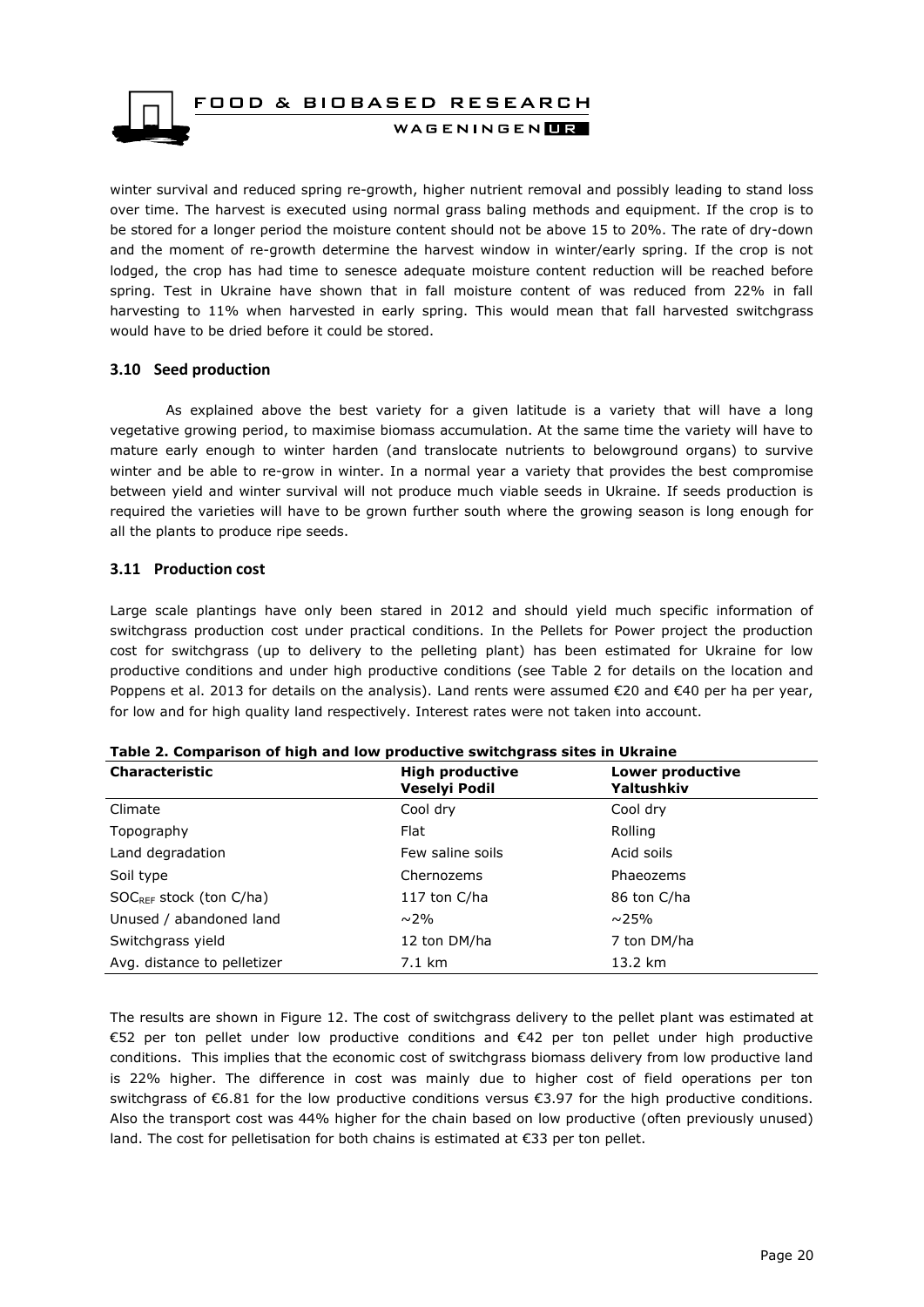winter survival and reduced spring re-growth, higher nutrient removal and possibly leading to stand loss over time. The harvest is executed using normal grass baling methods and equipment. If the crop is to be stored for a longer period the moisture content should not be above 15 to 20%. The rate of dry-down and the moment of re-growth determine the harvest window in winter/early spring. If the crop is not lodged, the crop has had time to senesce adequate moisture content reduction will be reached before spring. Test in Ukraine have shown that in fall moisture content of was reduced from 22% in fall harvesting to 11% when harvested in early spring. This would mean that fall harvested switchgrass would have to be dried before it could be stored.

### 3.10 Seed production

As explained above the best variety for a given latitude is a variety that will have a long vegetative growing period, to maximise biomass accumulation. At the same time the variety will have to mature early enough to winter harden (and translocate nutrients to belowground organs) to survive winter and be able to re-grow in winter. In a normal year a variety that provides the best compromise between yield and winter survival will not produce much viable seeds in Ukraine. If seeds production is required the varieties will have to be grown further south where the growing season is long enough for all the plants to produce ripe seeds.

### 3.11 Production cost

Large scale plantings have only been stared in 2012 and should yield much specific information of switchgrass production cost under practical conditions. In the Pellets for Power project the production cost for switchgrass (up to delivery to the pelleting plant) has been estimated for Ukraine for low productive conditions and under high productive conditions (see Table 2 for details on the location and Poppens et al. 2013 for details on the analysis). Land rents were assumed €20 and €40 per ha per year, for low and for high quality land respectively. Interest rates were not taken into account.

**Table 2. Comparison of high and low productive switchgrass sites in Ukraine**

| Characteristic | High productive Veselyi Podil | Lower productive Yaltushkiv |
|---|---|---|
| Climate | Cool dry | Cool dry |
| Topography | Flat | Rolling |
| Land degradation | Few saline soils | Acid soils |
| Soil type | Chernozems | Phaeozems |
| $SOC_{REF}$ stock (ton C/ha) | 117 ton C/ha | 86 ton C/ha |
| Unused / abandoned land | ~2% | ~25% |
| Switchgrass yield | 12 ton DM/ha | 7 ton DM/ha |
| Avg. distance to pelletizer | 7.1 km | 13.2 km |

The results are shown in Figure 12. The cost of switchgrass delivery to the pellet plant was estimated at €52 per ton pellet under low productive conditions and €42 per ton pellet under high productive conditions. This implies that the economic cost of switchgrass biomass delivery from low productive land is 22% higher. The difference in cost was mainly due to higher cost of field operations per ton switchgrass of €6.81 for the low productive conditions versus €3.97 for the high productive conditions. Also the transport cost was 44% higher for the chain based on low productive (often previously unused) land. The cost for pelletisation for both chains is estimated at €33 per ton pellet.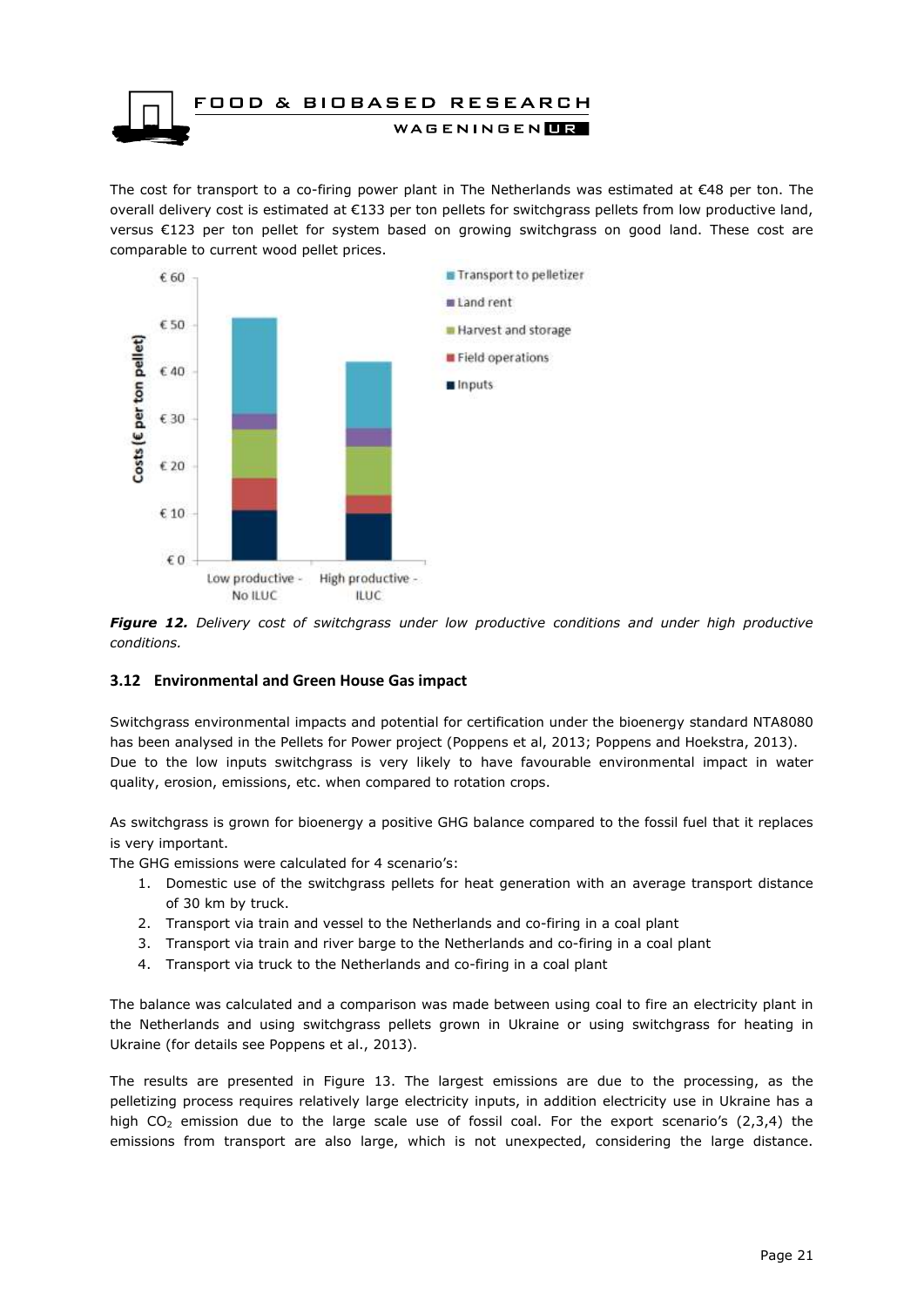The cost for transport to a co-firing power plant in The Netherlands was estimated at €48 per ton. The overall delivery cost is estimated at €133 per ton pellets for switchgrass pellets from low productive land, versus €123 per ton pellet for system based on growing switchgrass on good land. These cost are comparable to current wood pellet prices.

***Figure 12.*** *Delivery cost of switchgrass under low productive conditions and under high productive conditions.*

### 3.12 Environmental and Green House Gas impact

Switchgrass environmental impacts and potential for certification under the bioenergy standard NTA8080 has been analysed in the Pellets for Power project (Poppens et al, 2013; Poppens and Hoekstra, 2013). Due to the low inputs switchgrass is very likely to have favourable environmental impact in water quality, erosion, emissions, etc. when compared to rotation crops.

As switchgrass is grown for bioenergy a positive GHG balance compared to the fossil fuel that it replaces is very important.

The GHG emissions were calculated for 4 scenario's:

1. Domestic use of the switchgrass pellets for heat generation with an average transport distance of 30 km by truck.
2. Transport via train and vessel to the Netherlands and co-firing in a coal plant
3. Transport via train and river barge to the Netherlands and co-firing in a coal plant
4. Transport via truck to the Netherlands and co-firing in a coal plant

The balance was calculated and a comparison was made between using coal to fire an electricity plant in the Netherlands and using switchgrass pellets grown in Ukraine or using switchgrass for heating in Ukraine (for details see Poppens et al., 2013).

The results are presented in Figure 13. The largest emissions are due to the processing, as the pelletizing process requires relatively large electricity inputs, in addition electricity use in Ukraine has a high $CO_2$ emission due to the large scale use of fossil coal. For the export scenario's (2,3,4) the emissions from transport are also large, which is not unexpected, considering the large distance.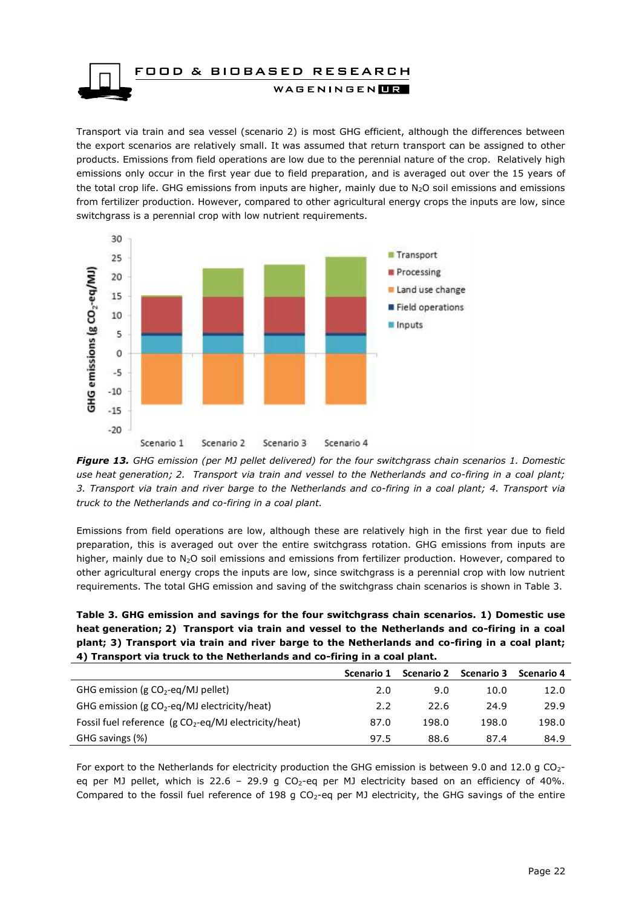Transport via train and sea vessel (scenario 2) is most GHG efficient, although the differences between the export scenarios are relatively small. It was assumed that return transport can be assigned to other products. Emissions from field operations are low due to the perennial nature of the crop. Relatively high emissions only occur in the first year due to field preparation, and is averaged out over the 15 years of the total crop life. GHG emissions from inputs are higher, mainly due to $N_2O$ soil emissions and emissions from fertilizer production. However, compared to other agricultural energy crops the inputs are low, since switchgrass is a perennial crop with low nutrient requirements.

***Figure 13.*** *GHG emission (per MJ pellet delivered) for the four switchgrass chain scenarios 1. Domestic use heat generation; 2. Transport via train and vessel to the Netherlands and co-firing in a coal plant; 3. Transport via train and river barge to the Netherlands and co-firing in a coal plant; 4. Transport via truck to the Netherlands and co-firing in a coal plant.*

Emissions from field operations are low, although these are relatively high in the first year due to field preparation, this is averaged out over the entire switchgrass rotation. GHG emissions from inputs are higher, mainly due to $N_2O$ soil emissions and emissions from fertilizer production. However, compared to other agricultural energy crops the inputs are low, since switchgrass is a perennial crop with low nutrient requirements. The total GHG emission and saving of the switchgrass chain scenarios is shown in Table 3.

**Table 3. GHG emission and savings for the four switchgrass chain scenarios. 1) Domestic use heat generation; 2) Transport via train and vessel to the Netherlands and co-firing in a coal plant; 3) Transport via train and river barge to the Netherlands and co-firing in a coal plant; 4) Transport via truck to the Netherlands and co-firing in a coal plant.**

| | Scenario 1 | Scenario 2 | Scenario 3 | Scenario 4 |
|---|---|---|---|---|
| GHG emission (g $CO_2$-eq/MJ pellet) | 2.0 | 9.0 | 10.0 | 12.0 |
| GHG emission (g $CO_2$-eq/MJ electricity/heat) | 2.2 | 22.6 | 24.9 | 29.9 |
| Fossil fuel reference (g $CO_2$-eq/MJ electricity/heat) | 87.0 | 198.0 | 198.0 | 198.0 |
| GHG savings (%) | 97.5 | 88.6 | 87.4 | 84.9 |

For export to the Netherlands for electricity production the GHG emission is between 9.0 and 12.0 g $CO_2$-eq per MJ pellet, which is 22.6 – 29.9 g $CO_2$-eq per MJ electricity based on an efficiency of 40%. Compared to the fossil fuel reference of 198 g $CO_2$-eq per MJ electricity, the GHG savings of the entire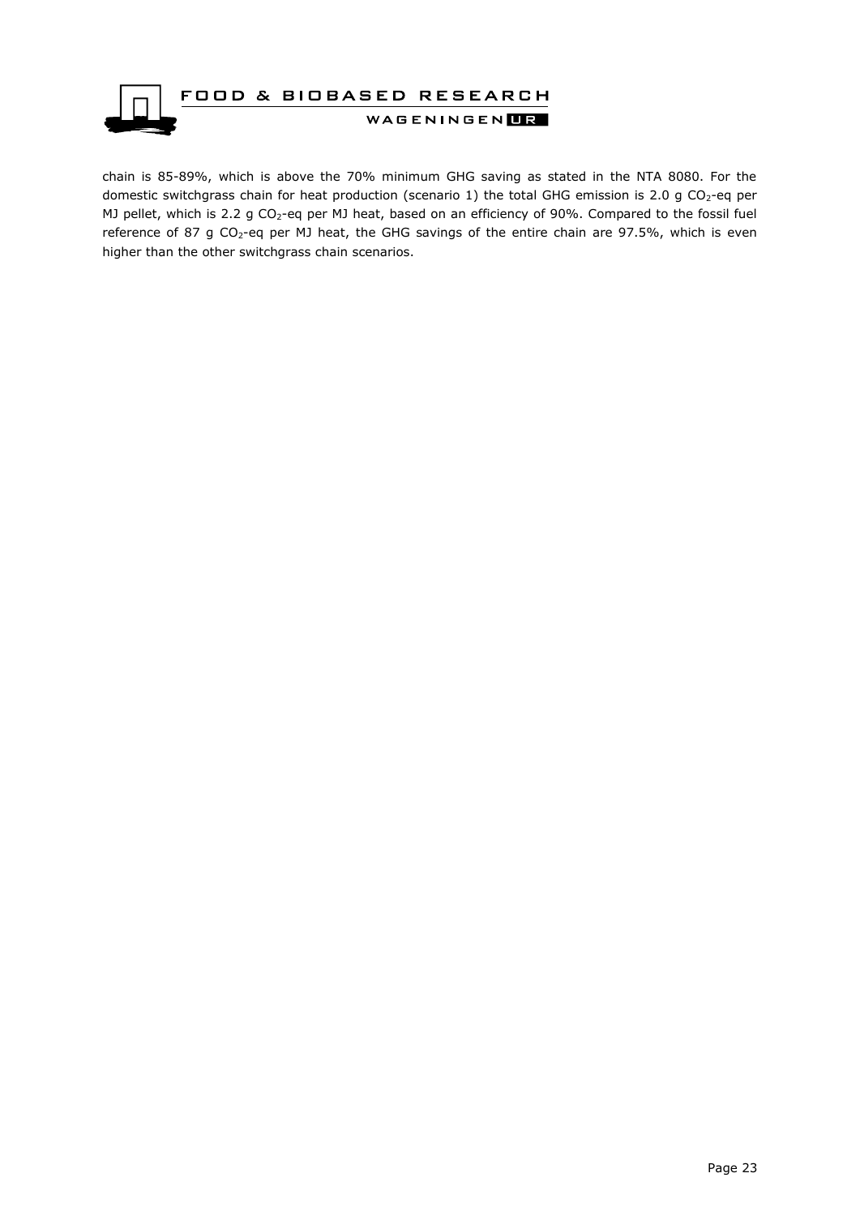chain is 85-89%, which is above the 70% minimum GHG saving as stated in the NTA 8080. For the domestic switchgrass chain for heat production (scenario 1) the total GHG emission is 2.0 g $CO_2$-eq per MJ pellet, which is 2.2 g $CO_2$-eq per MJ heat, based on an efficiency of 90%. Compared to the fossil fuel reference of 87 g $CO_2$-eq per MJ heat, the GHG savings of the entire chain are 97.5%, which is even higher than the other switchgrass chain scenarios.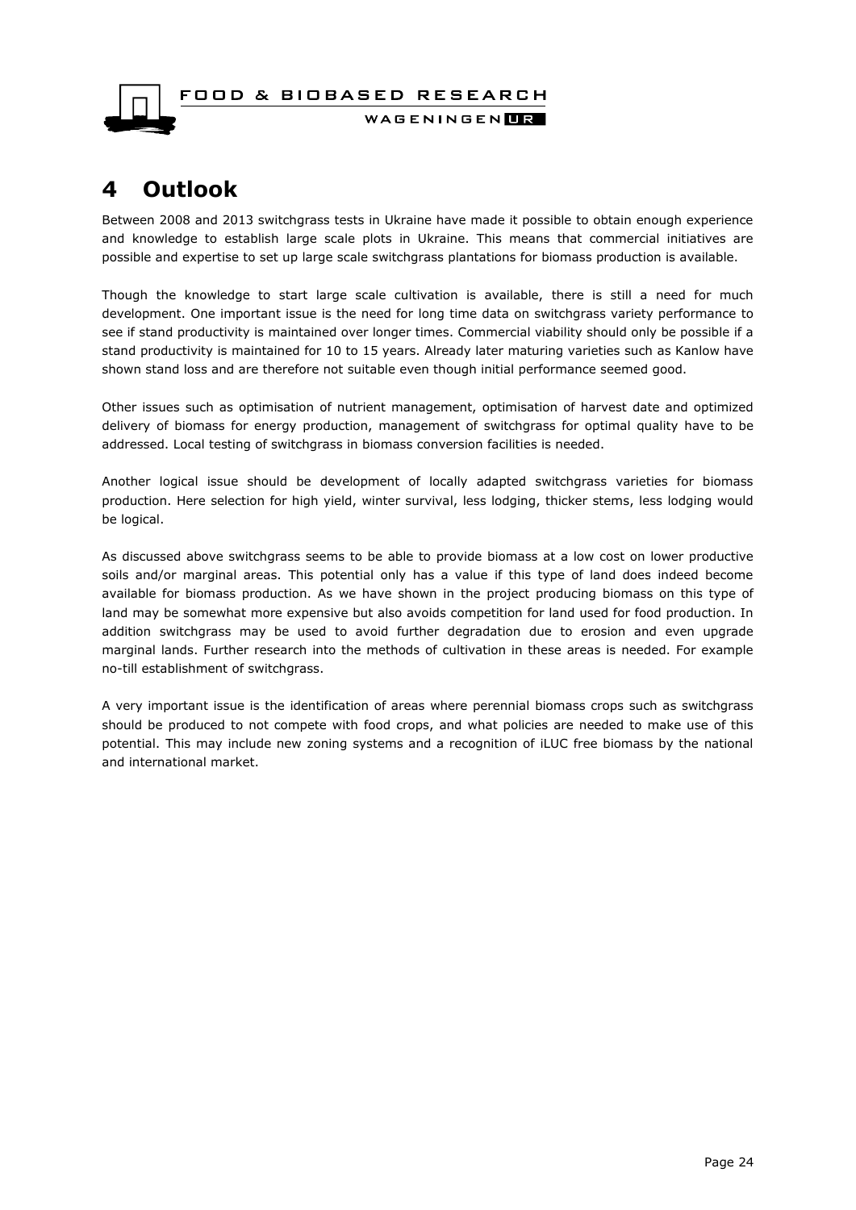# 4 Outlook

Between 2008 and 2013 switchgrass tests in Ukraine have made it possible to obtain enough experience and knowledge to establish large scale plots in Ukraine. This means that commercial initiatives are possible and expertise to set up large scale switchgrass plantations for biomass production is available.

Though the knowledge to start large scale cultivation is available, there is still a need for much development. One important issue is the need for long time data on switchgrass variety performance to see if stand productivity is maintained over longer times. Commercial viability should only be possible if a stand productivity is maintained for 10 to 15 years. Already later maturing varieties such as Kanlow have shown stand loss and are therefore not suitable even though initial performance seemed good.

Other issues such as optimisation of nutrient management, optimisation of harvest date and optimized delivery of biomass for energy production, management of switchgrass for optimal quality have to be addressed. Local testing of switchgrass in biomass conversion facilities is needed.

Another logical issue should be development of locally adapted switchgrass varieties for biomass production. Here selection for high yield, winter survival, less lodging, thicker stems, less lodging would be logical.

As discussed above switchgrass seems to be able to provide biomass at a low cost on lower productive soils and/or marginal areas. This potential only has a value if this type of land does indeed become available for biomass production. As we have shown in the project producing biomass on this type of land may be somewhat more expensive but also avoids competition for land used for food production. In addition switchgrass may be used to avoid further degradation due to erosion and even upgrade marginal lands. Further research into the methods of cultivation in these areas is needed. For example no-till establishment of switchgrass.

A very important issue is the identification of areas where perennial biomass crops such as switchgrass should be produced to not compete with food crops, and what policies are needed to make use of this potential. This may include new zoning systems and a recognition of iLUC free biomass by the national and international market.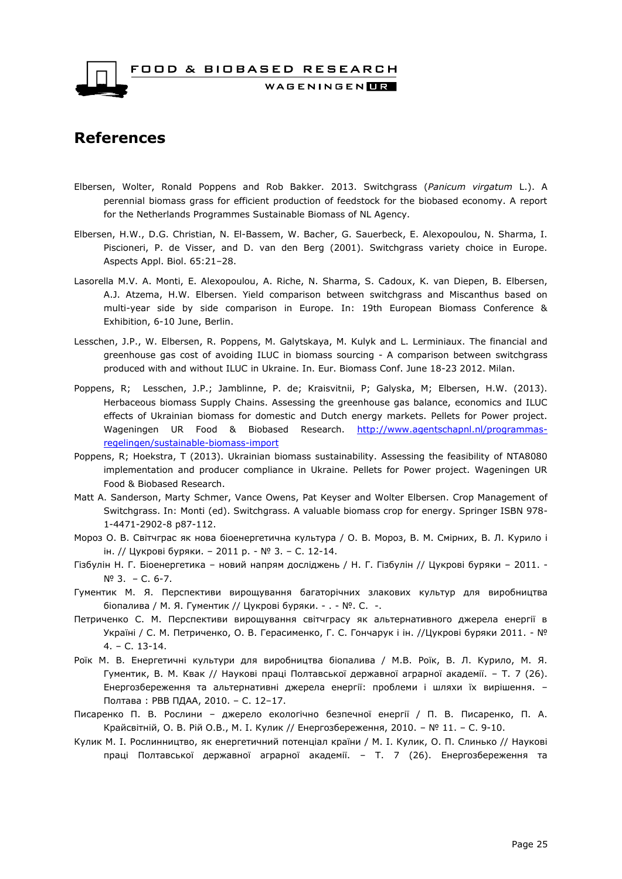# References

Elbersen, Wolter, Ronald Poppens and Rob Bakker. 2013. Switchgrass (*Panicum virgatum* L.). A perennial biomass grass for efficient production of feedstock for the biobased economy. A report for the Netherlands Programmes Sustainable Biomass of NL Agency.

Elbersen, H.W., D.G. Christian, N. El-Bassem, W. Bacher, G. Sauerbeck, E. Alexopoulou, N. Sharma, I. Piscioneri, P. de Visser, and D. van den Berg (2001). Switchgrass variety choice in Europe. Aspects Appl. Biol. 65:21–28.

Lasorella M.V. A. Monti, E. Alexopoulou, A. Riche, N. Sharma, S. Cadoux, K. van Diepen, B. Elbersen, A.J. Atzema, H.W. Elbersen. Yield comparison between switchgrass and Miscanthus based on multi-year side by side comparison in Europe. In: 19th European Biomass Conference & Exhibition, 6-10 June, Berlin.

Lesschen, J.P., W. Elbersen, R. Poppens, M. Galytskaya, M. Kulyk and L. Lerminiaux. The financial and greenhouse gas cost of avoiding ILUC in biomass sourcing - A comparison between switchgrass produced with and without ILUC in Ukraine. In. Eur. Biomass Conf. June 18-23 2012. Milan.

Poppens, R; Lesschen, J.P.; Jamblinne, P. de; Kraisvitnii, P; Galyska, M; Elbersen, H.W. (2013). Herbaceous biomass Supply Chains. Assessing the greenhouse gas balance, economics and ILUC effects of Ukrainian biomass for domestic and Dutch energy markets. Pellets for Power project. Wageningen UR Food & Biobased Research. http://www.agentschapnl.nl/programmas-regelingen/sustainable-biomass-import

Poppens, R; Hoekstra, T (2013). Ukrainian biomass sustainability. Assessing the feasibility of NTA8080 implementation and producer compliance in Ukraine. Pellets for Power project. Wageningen UR Food & Biobased Research.

Matt A. Sanderson, Marty Schmer, Vance Owens, Pat Keyser and Wolter Elbersen. Crop Management of Switchgrass. In: Monti (ed). Switchgrass. A valuable biomass crop for energy. Springer ISBN 978-1-4471-2902-8 p87-112.

Мороз О. В. Світчграс як нова біоенергетична культура / О. В. Мороз, В. М. Смірних, В. Л. Курило і ін. // Цукрові буряки. – 2011 р. - № 3. – С. 12-14.

Гізбулін Н. Г. Біоенергетика – новий напрям досліджень / Н. Г. Гізбулін // Цукрові буряки – 2011. - № 3. – С. 6-7.

Гументик М. Я. Перспективи вирощування багаторічних злакових культур для виробництва біопалива / М. Я. Гументик // Цукрові буряки. - . - №. С. -.

Петриченко С. М. Перспективи вирощування світчграсу як альтернативного джерела енергії в Україні / С. М. Петриченко, О. В. Герасименко, Г. С. Гончарук і ін. //Цукрові буряки 2011. - № 4. – С. 13-14.

Роїк М. В. Енергетичні культури для виробництва біопалива / М.В. Роїк, В. Л. Курило, М. Я. Гументик, В. М. Квак // Наукові праці Полтавської державної аграрної академії. – Т. 7 (26). Енергозбереження та альтернативні джерела енергії: проблеми і шляхи їх вирішення. – Полтава : РВВ ПДАА, 2010. – С. 12–17.

Писаренко П. В. Рослини – джерело екологічно безпечної енергії / П. В. Писаренко, П. А. Крайсвітній, О. В. Рій О.В., М. І. Кулик // Енергозбереження, 2010. – № 11. – С. 9-10.

Кулик М. І. Рослинництво, як енергетичний потенціал країни / М. І. Кулик, О. П. Слинько // Наукові праці Полтавської державної аграрної академії. – Т. 7 (26). Енергозбереження та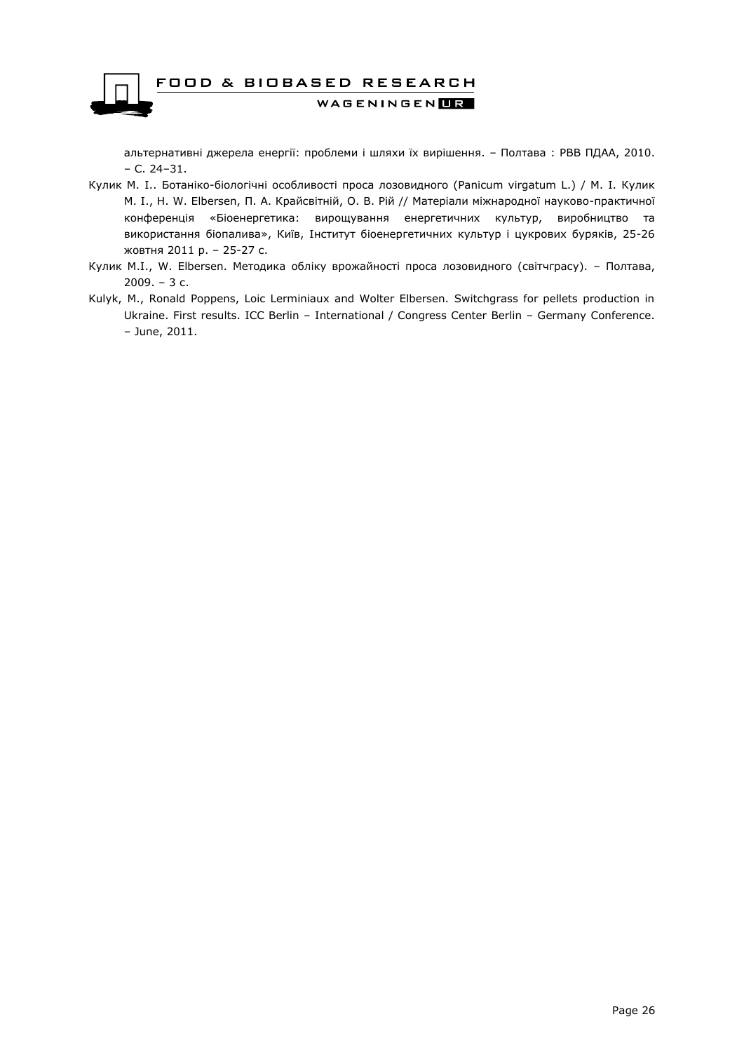альтернативні джерела енергії: проблеми і шляхи їх вирішення. – Полтава : РВВ ПДАА, 2010. – С. 24–31.

Кулик М. І.. Ботаніко-біологічні особливості проса лозовидного (Panicum virgatum L.) / М. І. Кулик М. І., H. W. Elbersen, П. А. Крайсвітній, О. В. Рій // Матеріали міжнародної науково-практичної конференція «Біоенергетика: вирощування енергетичних культур, виробництво та використання біопалива», Київ, Інститут біоенергетичних культур і цукрових буряків, 25-26 жовтня 2011 р. – 25-27 с.

Кулик М.І., W. Elbersen. Методика обліку врожайності проса лозовидного (світчграсу). – Полтава, 2009. – 3 с.

Kulyk, M., Ronald Poppens, Loic Lerminiaux and Wolter Elbersen. Switchgrass for pellets production in Ukraine. First results. ICC Berlin – International / Congress Center Berlin – Germany Conference. – June, 2011.